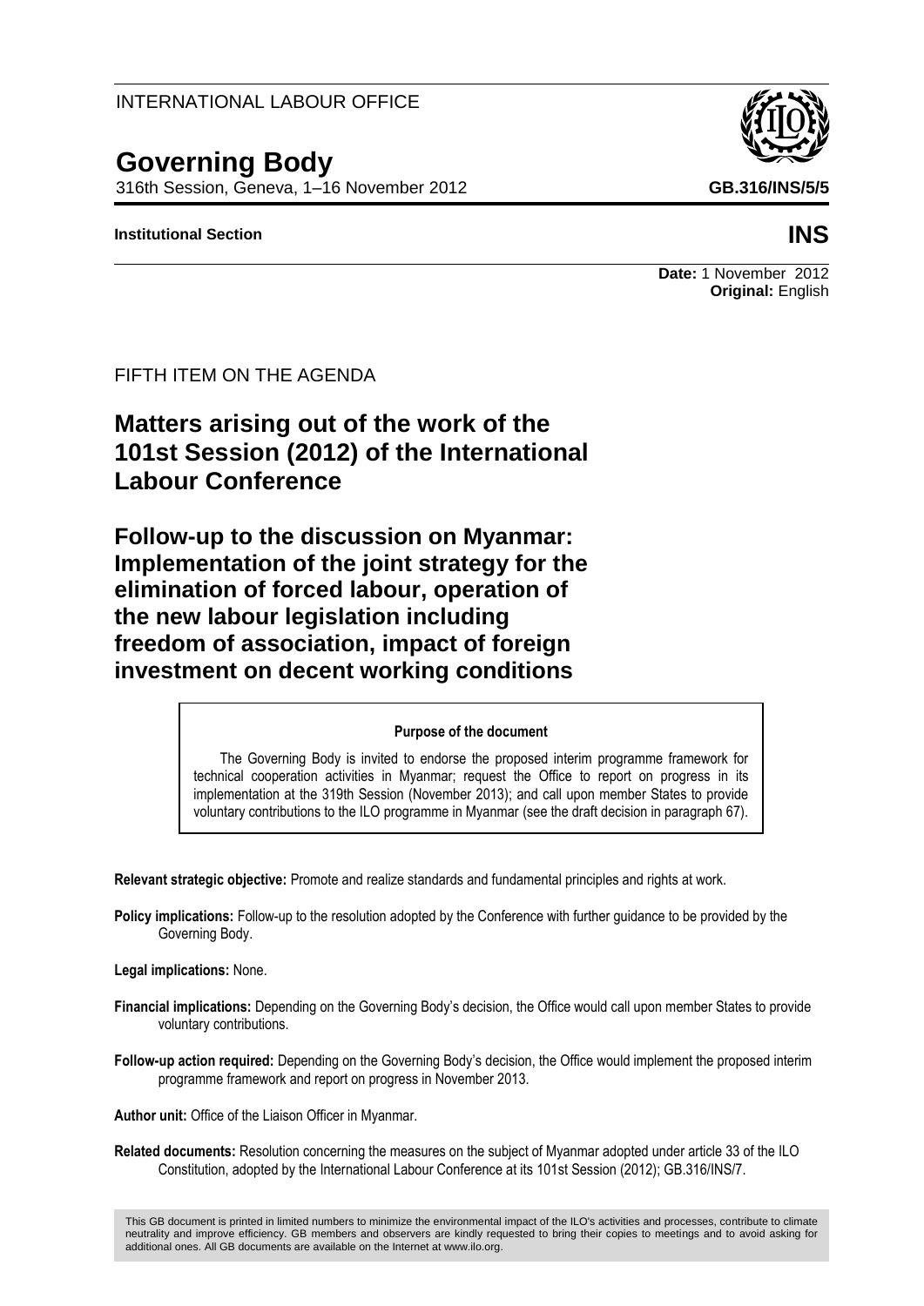INTERNATIONAL LABOUR OFFICE

# Governing Body

316th Session, Geneva, 1–16 November 2012

**GB.316/INS/5/5**

**Institutional Section**

**INS**

**Date:** 1 November 2012
**Original:** English

FIFTH ITEM ON THE AGENDA

## Matters arising out of the work of the 101st Session (2012) of the International Labour Conference

## Follow-up to the discussion on Myanmar: Implementation of the joint strategy for the elimination of forced labour, operation of the new labour legislation including freedom of association, impact of foreign investment on decent working conditions

**Purpose of the document**

The Governing Body is invited to endorse the proposed interim programme framework for technical cooperation activities in Myanmar; request the Office to report on progress in its implementation at the 319th Session (November 2013); and call upon member States to provide voluntary contributions to the ILO programme in Myanmar (see the draft decision in paragraph 67).

**Relevant strategic objective:** Promote and realize standards and fundamental principles and rights at work.

**Policy implications:** Follow-up to the resolution adopted by the Conference with further guidance to be provided by the Governing Body.

**Legal implications:** None.

**Financial implications:** Depending on the Governing Body's decision, the Office would call upon member States to provide voluntary contributions.

**Follow-up action required:** Depending on the Governing Body's decision, the Office would implement the proposed interim programme framework and report on progress in November 2013.

**Author unit:** Office of the Liaison Officer in Myanmar.

**Related documents:** Resolution concerning the measures on the subject of Myanmar adopted under article 33 of the ILO Constitution, adopted by the International Labour Conference at its 101st Session (2012); GB.316/INS/7.

This GB document is printed in limited numbers to minimize the environmental impact of the ILO's activities and processes, contribute to climate neutrality and improve efficiency. GB members and observers are kindly requested to bring their copies to meetings and to avoid asking for additional ones. All GB documents are available on the Internet at www.ilo.org.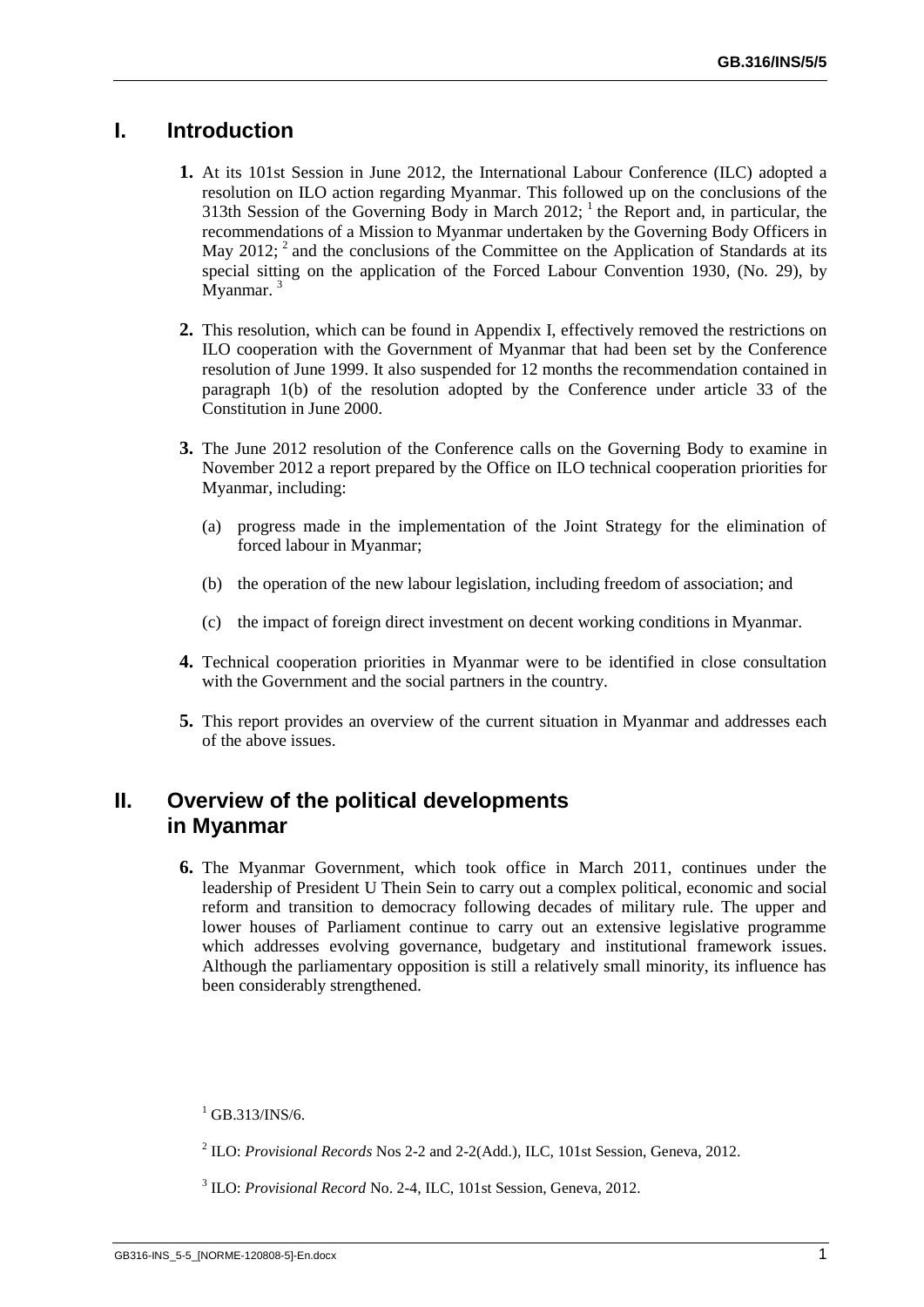# I. Introduction

**1.** At its 101st Session in June 2012, the International Labour Conference (ILC) adopted a resolution on ILO action regarding Myanmar. This followed up on the conclusions of the 313th Session of the Governing Body in March 2012; [1] the Report and, in particular, the recommendations of a Mission to Myanmar undertaken by the Governing Body Officers in May 2012; [2] and the conclusions of the Committee on the Application of Standards at its special sitting on the application of the Forced Labour Convention 1930, (No. 29), by Myanmar. [3]

**2.** This resolution, which can be found in Appendix I, effectively removed the restrictions on ILO cooperation with the Government of Myanmar that had been set by the Conference resolution of June 1999. It also suspended for 12 months the recommendation contained in paragraph 1(b) of the resolution adopted by the Conference under article 33 of the Constitution in June 2000.

**3.** The June 2012 resolution of the Conference calls on the Governing Body to examine in November 2012 a report prepared by the Office on ILO technical cooperation priorities for Myanmar, including:

(a) progress made in the implementation of the Joint Strategy for the elimination of forced labour in Myanmar;

(b) the operation of the new labour legislation, including freedom of association; and

(c) the impact of foreign direct investment on decent working conditions in Myanmar.

**4.** Technical cooperation priorities in Myanmar were to be identified in close consultation with the Government and the social partners in the country.

**5.** This report provides an overview of the current situation in Myanmar and addresses each of the above issues.

# II. Overview of the political developments in Myanmar

**6.** The Myanmar Government, which took office in March 2011, continues under the leadership of President U Thein Sein to carry out a complex political, economic and social reform and transition to democracy following decades of military rule. The upper and lower houses of Parliament continue to carry out an extensive legislative programme which addresses evolving governance, budgetary and institutional framework issues. Although the parliamentary opposition is still a relatively small minority, its influence has been considerably strengthened.

---

[1] GB.313/INS/6.

[2] ILO: *Provisional Records* Nos 2-2 and 2-2(Add.), ILC, 101st Session, Geneva, 2012.

[3] ILO: *Provisional Record* No. 2-4, ILC, 101st Session, Geneva, 2012.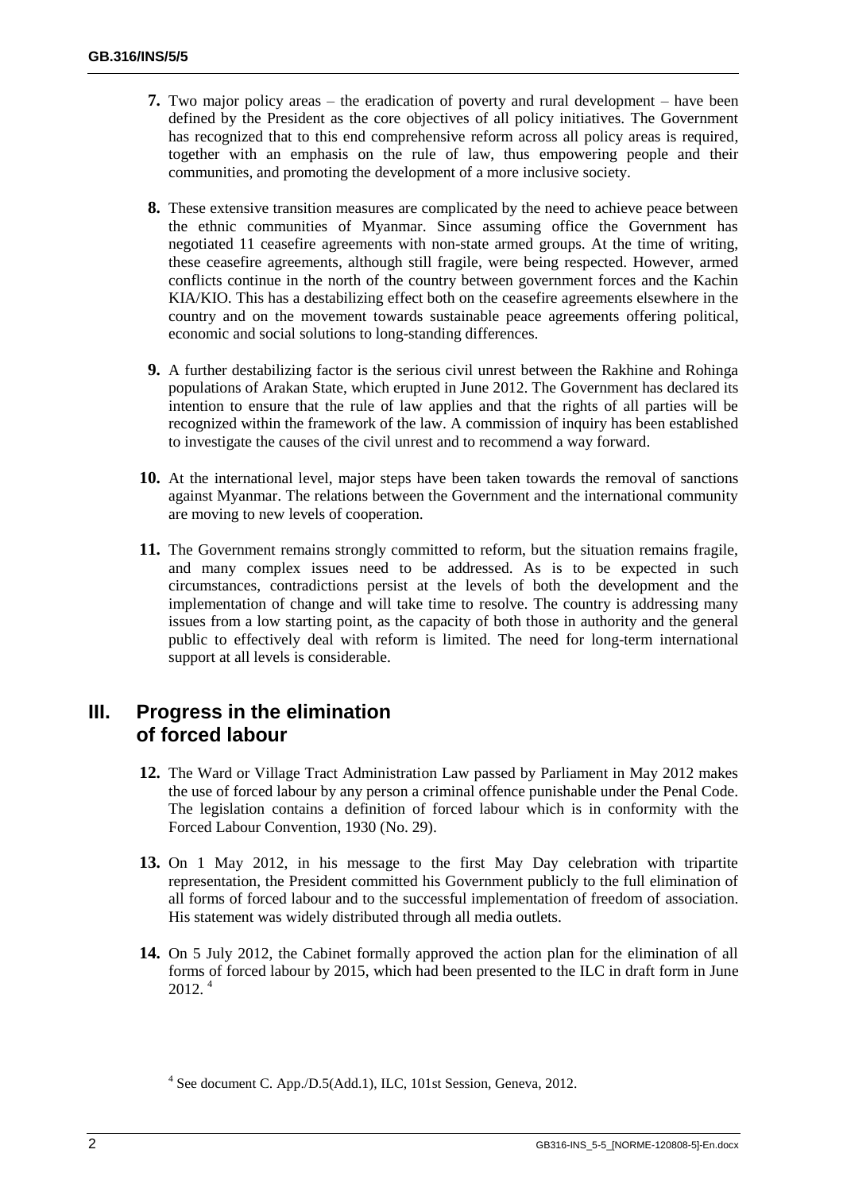**7.** Two major policy areas – the eradication of poverty and rural development – have been defined by the President as the core objectives of all policy initiatives. The Government has recognized that to this end comprehensive reform across all policy areas is required, together with an emphasis on the rule of law, thus empowering people and their communities, and promoting the development of a more inclusive society.

**8.** These extensive transition measures are complicated by the need to achieve peace between the ethnic communities of Myanmar. Since assuming office the Government has negotiated 11 ceasefire agreements with non-state armed groups. At the time of writing, these ceasefire agreements, although still fragile, were being respected. However, armed conflicts continue in the north of the country between government forces and the Kachin KIA/KIO. This has a destabilizing effect both on the ceasefire agreements elsewhere in the country and on the movement towards sustainable peace agreements offering political, economic and social solutions to long-standing differences.

**9.** A further destabilizing factor is the serious civil unrest between the Rakhine and Rohinga populations of Arakan State, which erupted in June 2012. The Government has declared its intention to ensure that the rule of law applies and that the rights of all parties will be recognized within the framework of the law. A commission of inquiry has been established to investigate the causes of the civil unrest and to recommend a way forward.

**10.** At the international level, major steps have been taken towards the removal of sanctions against Myanmar. The relations between the Government and the international community are moving to new levels of cooperation.

**11.** The Government remains strongly committed to reform, but the situation remains fragile, and many complex issues need to be addressed. As is to be expected in such circumstances, contradictions persist at the levels of both the development and the implementation of change and will take time to resolve. The country is addressing many issues from a low starting point, as the capacity of both those in authority and the general public to effectively deal with reform is limited. The need for long-term international support at all levels is considerable.

## III. Progress in the elimination of forced labour

**12.** The Ward or Village Tract Administration Law passed by Parliament in May 2012 makes the use of forced labour by any person a criminal offence punishable under the Penal Code. The legislation contains a definition of forced labour which is in conformity with the Forced Labour Convention, 1930 (No. 29).

**13.** On 1 May 2012, in his message to the first May Day celebration with tripartite representation, the President committed his Government publicly to the full elimination of all forms of forced labour and to the successful implementation of freedom of association. His statement was widely distributed through all media outlets.

**14.** On 5 July 2012, the Cabinet formally approved the action plan for the elimination of all forms of forced labour by 2015, which had been presented to the ILC in draft form in June 2012. [4]

[4] See document C. App./D.5(Add.1), ILC, 101st Session, Geneva, 2012.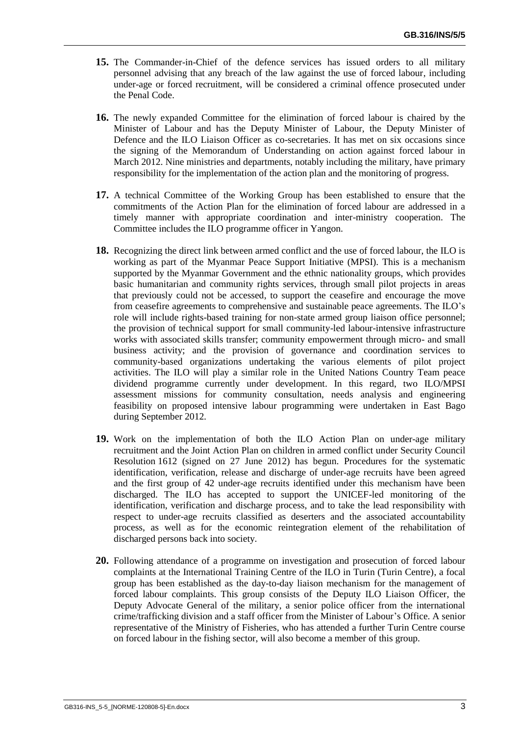**15.** The Commander-in-Chief of the defence services has issued orders to all military personnel advising that any breach of the law against the use of forced labour, including under-age or forced recruitment, will be considered a criminal offence prosecuted under the Penal Code.

**16.** The newly expanded Committee for the elimination of forced labour is chaired by the Minister of Labour and has the Deputy Minister of Labour, the Deputy Minister of Defence and the ILO Liaison Officer as co-secretaries. It has met on six occasions since the signing of the Memorandum of Understanding on action against forced labour in March 2012. Nine ministries and departments, notably including the military, have primary responsibility for the implementation of the action plan and the monitoring of progress.

**17.** A technical Committee of the Working Group has been established to ensure that the commitments of the Action Plan for the elimination of forced labour are addressed in a timely manner with appropriate coordination and inter-ministry cooperation. The Committee includes the ILO programme officer in Yangon.

**18.** Recognizing the direct link between armed conflict and the use of forced labour, the ILO is working as part of the Myanmar Peace Support Initiative (MPSI). This is a mechanism supported by the Myanmar Government and the ethnic nationality groups, which provides basic humanitarian and community rights services, through small pilot projects in areas that previously could not be accessed, to support the ceasefire and encourage the move from ceasefire agreements to comprehensive and sustainable peace agreements. The ILO's role will include rights-based training for non-state armed group liaison office personnel; the provision of technical support for small community-led labour-intensive infrastructure works with associated skills transfer; community empowerment through micro- and small business activity; and the provision of governance and coordination services to community-based organizations undertaking the various elements of pilot project activities. The ILO will play a similar role in the United Nations Country Team peace dividend programme currently under development. In this regard, two ILO/MPSI assessment missions for community consultation, needs analysis and engineering feasibility on proposed intensive labour programming were undertaken in East Bago during September 2012.

**19.** Work on the implementation of both the ILO Action Plan on under-age military recruitment and the Joint Action Plan on children in armed conflict under Security Council Resolution 1612 (signed on 27 June 2012) has begun. Procedures for the systematic identification, verification, release and discharge of under-age recruits have been agreed and the first group of 42 under-age recruits identified under this mechanism have been discharged. The ILO has accepted to support the UNICEF-led monitoring of the identification, verification and discharge process, and to take the lead responsibility with respect to under-age recruits classified as deserters and the associated accountability process, as well as for the economic reintegration element of the rehabilitation of discharged persons back into society.

**20.** Following attendance of a programme on investigation and prosecution of forced labour complaints at the International Training Centre of the ILO in Turin (Turin Centre), a focal group has been established as the day-to-day liaison mechanism for the management of forced labour complaints. This group consists of the Deputy ILO Liaison Officer, the Deputy Advocate General of the military, a senior police officer from the international crime/trafficking division and a staff officer from the Minister of Labour's Office. A senior representative of the Ministry of Fisheries, who has attended a further Turin Centre course on forced labour in the fishing sector, will also become a member of this group.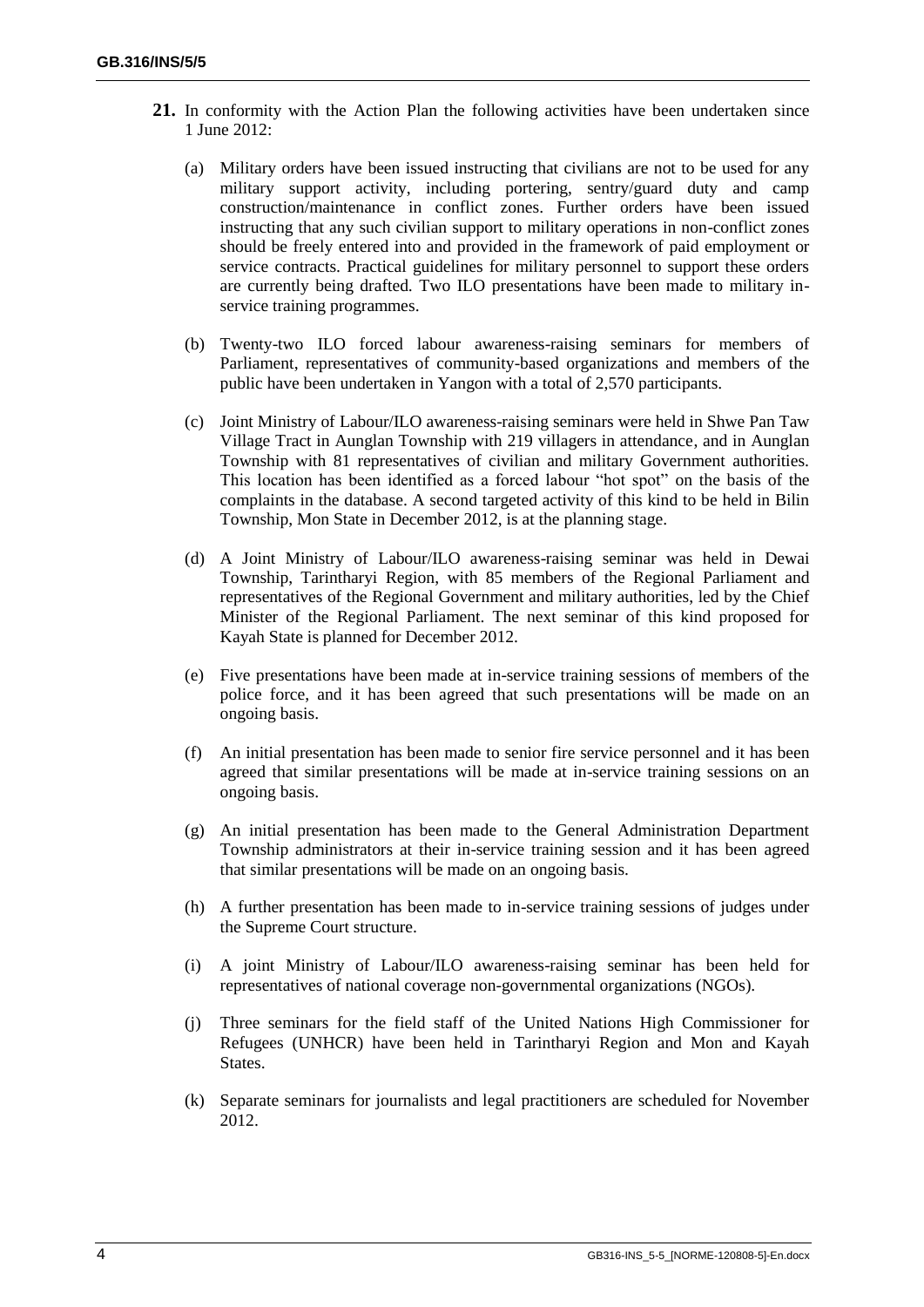**21.** In conformity with the Action Plan the following activities have been undertaken since 1 June 2012:

(a) Military orders have been issued instructing that civilians are not to be used for any military support activity, including portering, sentry/guard duty and camp construction/maintenance in conflict zones. Further orders have been issued instructing that any such civilian support to military operations in non-conflict zones should be freely entered into and provided in the framework of paid employment or service contracts. Practical guidelines for military personnel to support these orders are currently being drafted. Two ILO presentations have been made to military in-service training programmes.

(b) Twenty-two ILO forced labour awareness-raising seminars for members of Parliament, representatives of community-based organizations and members of the public have been undertaken in Yangon with a total of 2,570 participants.

(c) Joint Ministry of Labour/ILO awareness-raising seminars were held in Shwe Pan Taw Village Tract in Aunglan Township with 219 villagers in attendance, and in Aunglan Township with 81 representatives of civilian and military Government authorities. This location has been identified as a forced labour "hot spot" on the basis of the complaints in the database. A second targeted activity of this kind to be held in Bilin Township, Mon State in December 2012, is at the planning stage.

(d) A Joint Ministry of Labour/ILO awareness-raising seminar was held in Dewai Township, Tarintharyi Region, with 85 members of the Regional Parliament and representatives of the Regional Government and military authorities, led by the Chief Minister of the Regional Parliament. The next seminar of this kind proposed for Kayah State is planned for December 2012.

(e) Five presentations have been made at in-service training sessions of members of the police force, and it has been agreed that such presentations will be made on an ongoing basis.

(f) An initial presentation has been made to senior fire service personnel and it has been agreed that similar presentations will be made at in-service training sessions on an ongoing basis.

(g) An initial presentation has been made to the General Administration Department Township administrators at their in-service training session and it has been agreed that similar presentations will be made on an ongoing basis.

(h) A further presentation has been made to in-service training sessions of judges under the Supreme Court structure.

(i) A joint Ministry of Labour/ILO awareness-raising seminar has been held for representatives of national coverage non-governmental organizations (NGOs).

(j) Three seminars for the field staff of the United Nations High Commissioner for Refugees (UNHCR) have been held in Tarintharyi Region and Mon and Kayah States.

(k) Separate seminars for journalists and legal practitioners are scheduled for November 2012.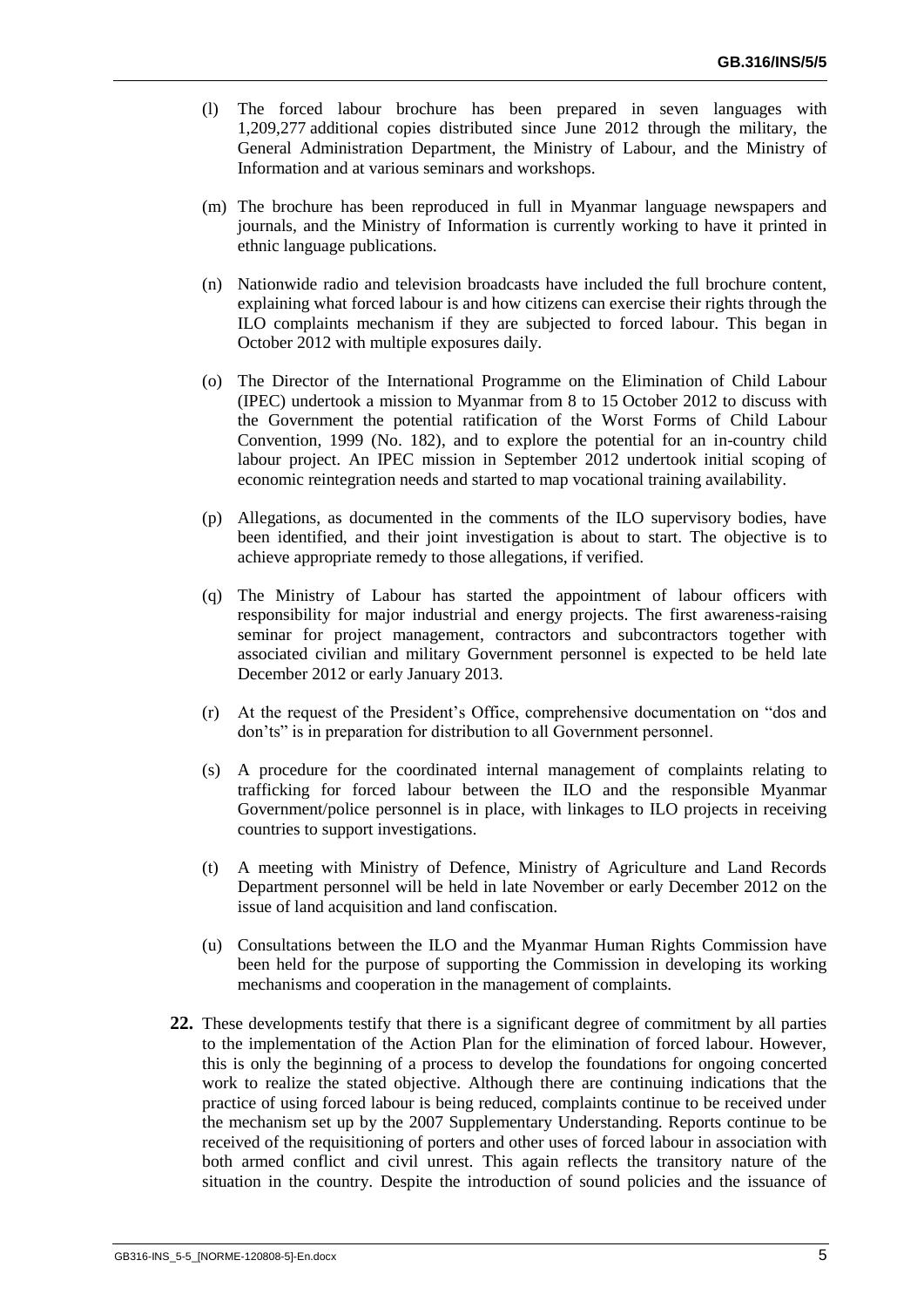(l) The forced labour brochure has been prepared in seven languages with 1,209,277 additional copies distributed since June 2012 through the military, the General Administration Department, the Ministry of Labour, and the Ministry of Information and at various seminars and workshops.

(m) The brochure has been reproduced in full in Myanmar language newspapers and journals, and the Ministry of Information is currently working to have it printed in ethnic language publications.

(n) Nationwide radio and television broadcasts have included the full brochure content, explaining what forced labour is and how citizens can exercise their rights through the ILO complaints mechanism if they are subjected to forced labour. This began in October 2012 with multiple exposures daily.

(o) The Director of the International Programme on the Elimination of Child Labour (IPEC) undertook a mission to Myanmar from 8 to 15 October 2012 to discuss with the Government the potential ratification of the Worst Forms of Child Labour Convention, 1999 (No. 182), and to explore the potential for an in-country child labour project. An IPEC mission in September 2012 undertook initial scoping of economic reintegration needs and started to map vocational training availability.

(p) Allegations, as documented in the comments of the ILO supervisory bodies, have been identified, and their joint investigation is about to start. The objective is to achieve appropriate remedy to those allegations, if verified.

(q) The Ministry of Labour has started the appointment of labour officers with responsibility for major industrial and energy projects. The first awareness-raising seminar for project management, contractors and subcontractors together with associated civilian and military Government personnel is expected to be held late December 2012 or early January 2013.

(r) At the request of the President's Office, comprehensive documentation on "dos and don'ts" is in preparation for distribution to all Government personnel.

(s) A procedure for the coordinated internal management of complaints relating to trafficking for forced labour between the ILO and the responsible Myanmar Government/police personnel is in place, with linkages to ILO projects in receiving countries to support investigations.

(t) A meeting with Ministry of Defence, Ministry of Agriculture and Land Records Department personnel will be held in late November or early December 2012 on the issue of land acquisition and land confiscation.

(u) Consultations between the ILO and the Myanmar Human Rights Commission have been held for the purpose of supporting the Commission in developing its working mechanisms and cooperation in the management of complaints.

**22.** These developments testify that there is a significant degree of commitment by all parties to the implementation of the Action Plan for the elimination of forced labour. However, this is only the beginning of a process to develop the foundations for ongoing concerted work to realize the stated objective. Although there are continuing indications that the practice of using forced labour is being reduced, complaints continue to be received under the mechanism set up by the 2007 Supplementary Understanding. Reports continue to be received of the requisitioning of porters and other uses of forced labour in association with both armed conflict and civil unrest. This again reflects the transitory nature of the situation in the country. Despite the introduction of sound policies and the issuance of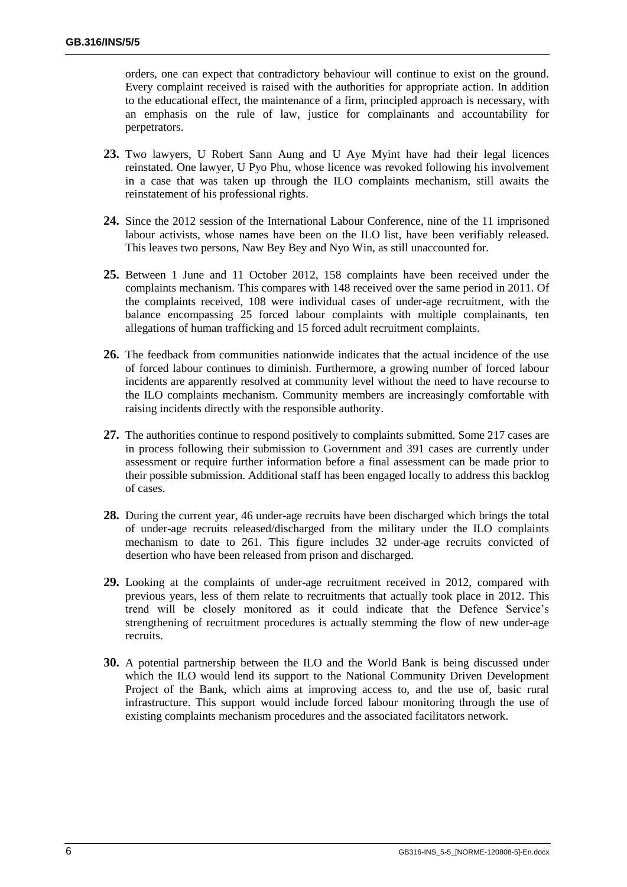orders, one can expect that contradictory behaviour will continue to exist on the ground. Every complaint received is raised with the authorities for appropriate action. In addition to the educational effect, the maintenance of a firm, principled approach is necessary, with an emphasis on the rule of law, justice for complainants and accountability for perpetrators.

**23.** Two lawyers, U Robert Sann Aung and U Aye Myint have had their legal licences reinstated. One lawyer, U Pyo Phu, whose licence was revoked following his involvement in a case that was taken up through the ILO complaints mechanism, still awaits the reinstatement of his professional rights.

**24.** Since the 2012 session of the International Labour Conference, nine of the 11 imprisoned labour activists, whose names have been on the ILO list, have been verifiably released. This leaves two persons, Naw Bey Bey and Nyo Win, as still unaccounted for.

**25.** Between 1 June and 11 October 2012, 158 complaints have been received under the complaints mechanism. This compares with 148 received over the same period in 2011. Of the complaints received, 108 were individual cases of under-age recruitment, with the balance encompassing 25 forced labour complaints with multiple complainants, ten allegations of human trafficking and 15 forced adult recruitment complaints.

**26.** The feedback from communities nationwide indicates that the actual incidence of the use of forced labour continues to diminish. Furthermore, a growing number of forced labour incidents are apparently resolved at community level without the need to have recourse to the ILO complaints mechanism. Community members are increasingly comfortable with raising incidents directly with the responsible authority.

**27.** The authorities continue to respond positively to complaints submitted. Some 217 cases are in process following their submission to Government and 391 cases are currently under assessment or require further information before a final assessment can be made prior to their possible submission. Additional staff has been engaged locally to address this backlog of cases.

**28.** During the current year, 46 under-age recruits have been discharged which brings the total of under-age recruits released/discharged from the military under the ILO complaints mechanism to date to 261. This figure includes 32 under-age recruits convicted of desertion who have been released from prison and discharged.

**29.** Looking at the complaints of under-age recruitment received in 2012, compared with previous years, less of them relate to recruitments that actually took place in 2012. This trend will be closely monitored as it could indicate that the Defence Service's strengthening of recruitment procedures is actually stemming the flow of new under-age recruits.

**30.** A potential partnership between the ILO and the World Bank is being discussed under which the ILO would lend its support to the National Community Driven Development Project of the Bank, which aims at improving access to, and the use of, basic rural infrastructure. This support would include forced labour monitoring through the use of existing complaints mechanism procedures and the associated facilitators network.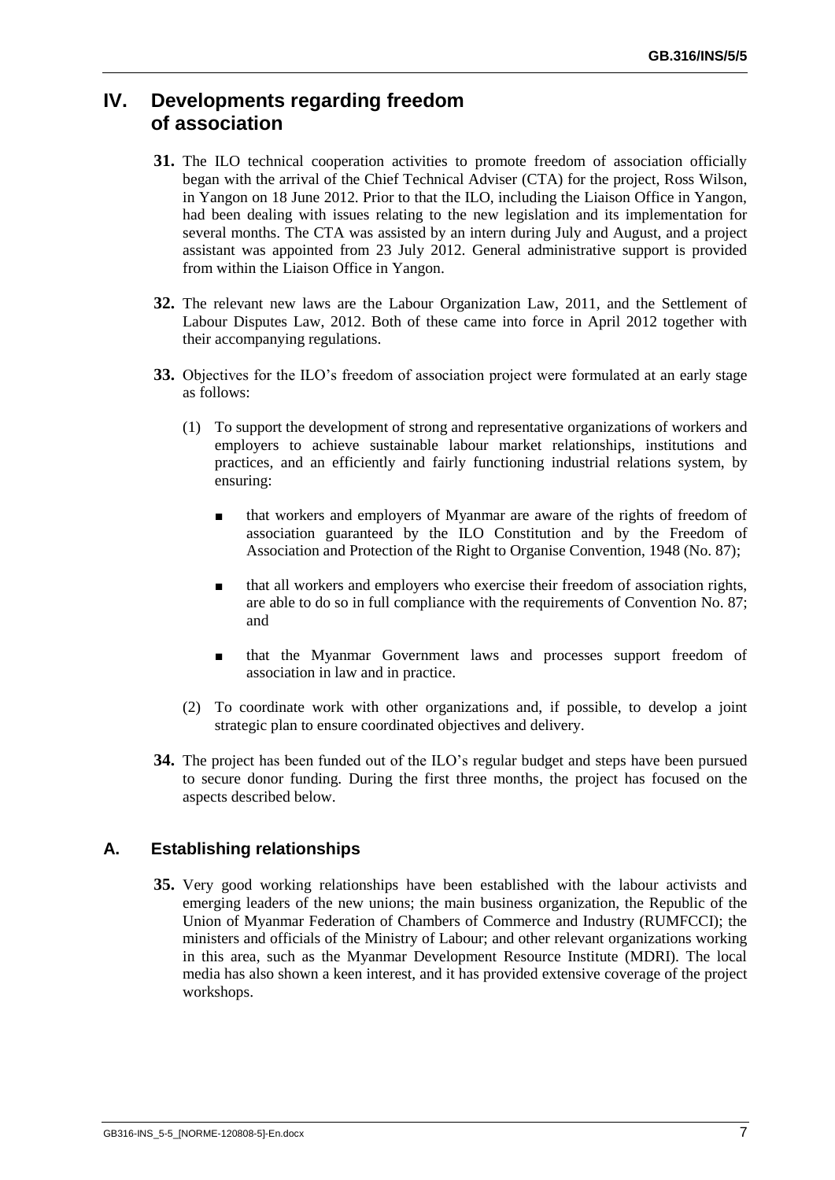## IV. Developments regarding freedom of association

**31.** The ILO technical cooperation activities to promote freedom of association officially began with the arrival of the Chief Technical Adviser (CTA) for the project, Ross Wilson, in Yangon on 18 June 2012. Prior to that the ILO, including the Liaison Office in Yangon, had been dealing with issues relating to the new legislation and its implementation for several months. The CTA was assisted by an intern during July and August, and a project assistant was appointed from 23 July 2012. General administrative support is provided from within the Liaison Office in Yangon.

**32.** The relevant new laws are the Labour Organization Law, 2011, and the Settlement of Labour Disputes Law, 2012. Both of these came into force in April 2012 together with their accompanying regulations.

**33.** Objectives for the ILO's freedom of association project were formulated at an early stage as follows:

(1) To support the development of strong and representative organizations of workers and employers to achieve sustainable labour market relationships, institutions and practices, and an efficiently and fairly functioning industrial relations system, by ensuring:

- that workers and employers of Myanmar are aware of the rights of freedom of association guaranteed by the ILO Constitution and by the Freedom of Association and Protection of the Right to Organise Convention, 1948 (No. 87);
- that all workers and employers who exercise their freedom of association rights, are able to do so in full compliance with the requirements of Convention No. 87; and
- that the Myanmar Government laws and processes support freedom of association in law and in practice.

(2) To coordinate work with other organizations and, if possible, to develop a joint strategic plan to ensure coordinated objectives and delivery.

**34.** The project has been funded out of the ILO's regular budget and steps have been pursued to secure donor funding. During the first three months, the project has focused on the aspects described below.

### A. Establishing relationships

**35.** Very good working relationships have been established with the labour activists and emerging leaders of the new unions; the main business organization, the Republic of the Union of Myanmar Federation of Chambers of Commerce and Industry (RUMFCCI); the ministers and officials of the Ministry of Labour; and other relevant organizations working in this area, such as the Myanmar Development Resource Institute (MDRI). The local media has also shown a keen interest, and it has provided extensive coverage of the project workshops.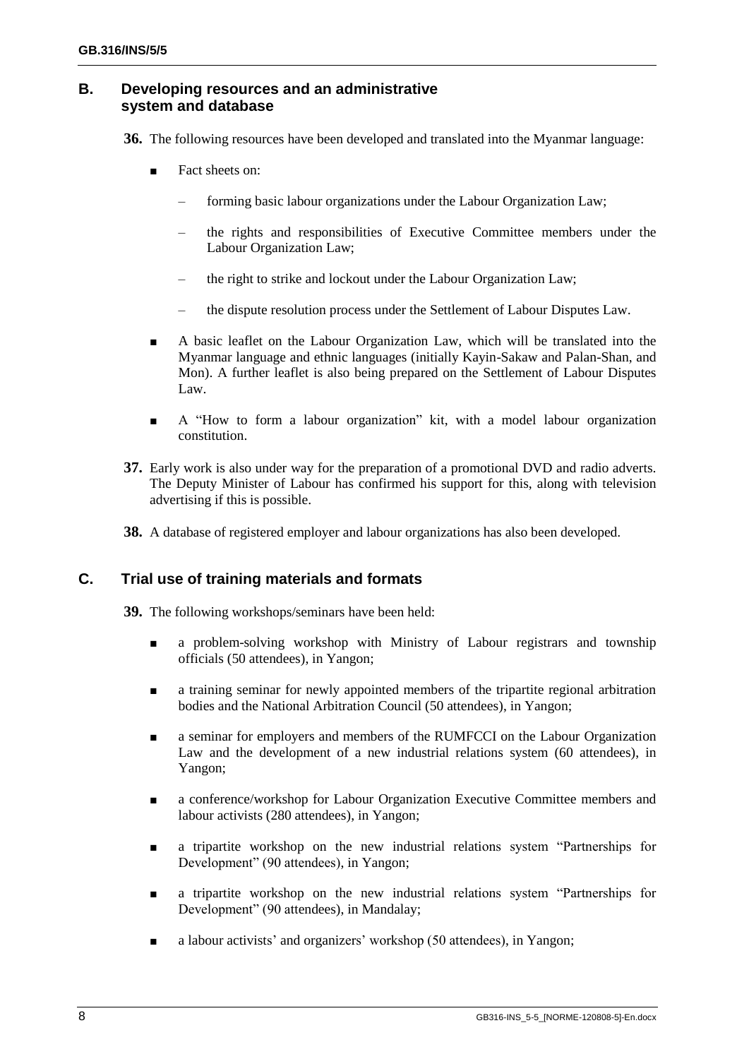## B. Developing resources and an administrative system and database

**36.** The following resources have been developed and translated into the Myanmar language:

- Fact sheets on:
  - forming basic labour organizations under the Labour Organization Law;
  - the rights and responsibilities of Executive Committee members under the Labour Organization Law;
  - the right to strike and lockout under the Labour Organization Law;
  - the dispute resolution process under the Settlement of Labour Disputes Law.
- A basic leaflet on the Labour Organization Law, which will be translated into the Myanmar language and ethnic languages (initially Kayin-Sakaw and Palan-Shan, and Mon). A further leaflet is also being prepared on the Settlement of Labour Disputes Law.
- A "How to form a labour organization" kit, with a model labour organization constitution.

**37.** Early work is also under way for the preparation of a promotional DVD and radio adverts. The Deputy Minister of Labour has confirmed his support for this, along with television advertising if this is possible.

**38.** A database of registered employer and labour organizations has also been developed.

## C. Trial use of training materials and formats

**39.** The following workshops/seminars have been held:

- a problem-solving workshop with Ministry of Labour registrars and township officials (50 attendees), in Yangon;
- a training seminar for newly appointed members of the tripartite regional arbitration bodies and the National Arbitration Council (50 attendees), in Yangon;
- a seminar for employers and members of the RUMFCCI on the Labour Organization Law and the development of a new industrial relations system (60 attendees), in Yangon;
- a conference/workshop for Labour Organization Executive Committee members and labour activists (280 attendees), in Yangon;
- a tripartite workshop on the new industrial relations system "Partnerships for Development" (90 attendees), in Yangon;
- a tripartite workshop on the new industrial relations system "Partnerships for Development" (90 attendees), in Mandalay;
- a labour activists' and organizers' workshop (50 attendees), in Yangon;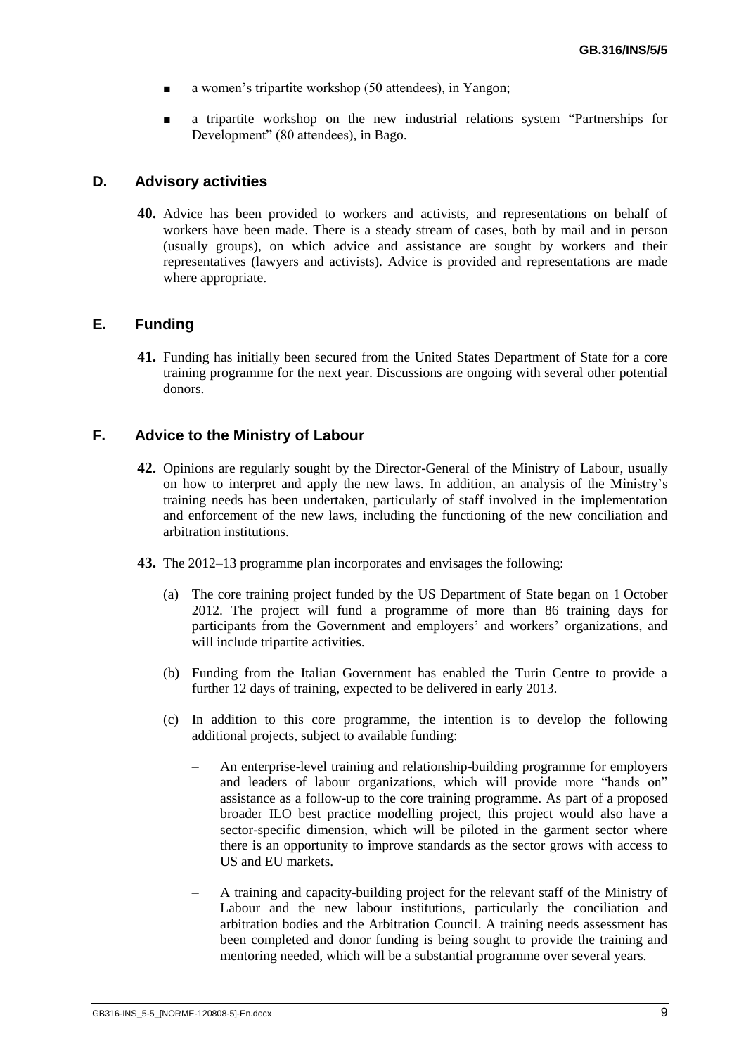- a women's tripartite workshop (50 attendees), in Yangon;
- a tripartite workshop on the new industrial relations system "Partnerships for Development" (80 attendees), in Bago.

### D. Advisory activities

**40.** Advice has been provided to workers and activists, and representations on behalf of workers have been made. There is a steady stream of cases, both by mail and in person (usually groups), on which advice and assistance are sought by workers and their representatives (lawyers and activists). Advice is provided and representations are made where appropriate.

### E. Funding

**41.** Funding has initially been secured from the United States Department of State for a core training programme for the next year. Discussions are ongoing with several other potential donors.

### F. Advice to the Ministry of Labour

**42.** Opinions are regularly sought by the Director-General of the Ministry of Labour, usually on how to interpret and apply the new laws. In addition, an analysis of the Ministry's training needs has been undertaken, particularly of staff involved in the implementation and enforcement of the new laws, including the functioning of the new conciliation and arbitration institutions.

**43.** The 2012–13 programme plan incorporates and envisages the following:

(a) The core training project funded by the US Department of State began on 1 October 2012. The project will fund a programme of more than 86 training days for participants from the Government and employers' and workers' organizations, and will include tripartite activities.

(b) Funding from the Italian Government has enabled the Turin Centre to provide a further 12 days of training, expected to be delivered in early 2013.

(c) In addition to this core programme, the intention is to develop the following additional projects, subject to available funding:

   – An enterprise-level training and relationship-building programme for employers and leaders of labour organizations, which will provide more "hands on" assistance as a follow-up to the core training programme. As part of a proposed broader ILO best practice modelling project, this project would also have a sector-specific dimension, which will be piloted in the garment sector where there is an opportunity to improve standards as the sector grows with access to US and EU markets.

   – A training and capacity-building project for the relevant staff of the Ministry of Labour and the new labour institutions, particularly the conciliation and arbitration bodies and the Arbitration Council. A training needs assessment has been completed and donor funding is being sought to provide the training and mentoring needed, which will be a substantial programme over several years.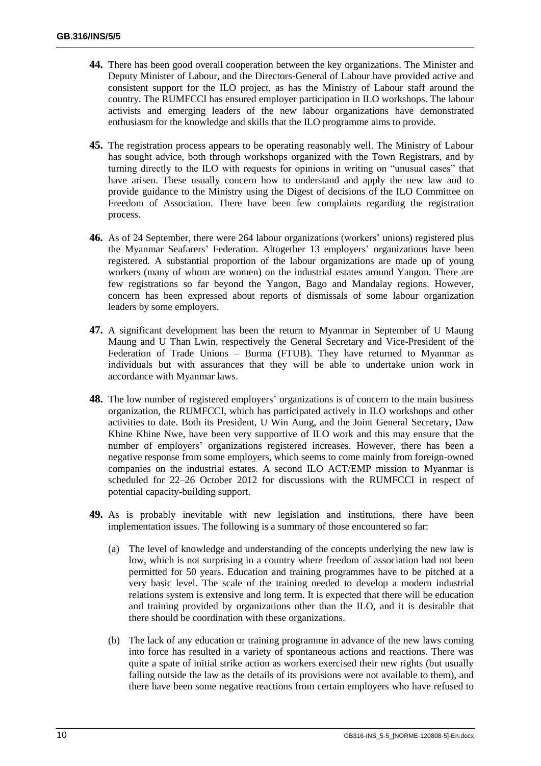**44.** There has been good overall cooperation between the key organizations. The Minister and Deputy Minister of Labour, and the Directors-General of Labour have provided active and consistent support for the ILO project, as has the Ministry of Labour staff around the country. The RUMFCCI has ensured employer participation in ILO workshops. The labour activists and emerging leaders of the new labour organizations have demonstrated enthusiasm for the knowledge and skills that the ILO programme aims to provide.

**45.** The registration process appears to be operating reasonably well. The Ministry of Labour has sought advice, both through workshops organized with the Town Registrars, and by turning directly to the ILO with requests for opinions in writing on "unusual cases" that have arisen. These usually concern how to understand and apply the new law and to provide guidance to the Ministry using the Digest of decisions of the ILO Committee on Freedom of Association. There have been few complaints regarding the registration process.

**46.** As of 24 September, there were 264 labour organizations (workers' unions) registered plus the Myanmar Seafarers' Federation. Altogether 13 employers' organizations have been registered. A substantial proportion of the labour organizations are made up of young workers (many of whom are women) on the industrial estates around Yangon. There are few registrations so far beyond the Yangon, Bago and Mandalay regions. However, concern has been expressed about reports of dismissals of some labour organization leaders by some employers.

**47.** A significant development has been the return to Myanmar in September of U Maung Maung and U Than Lwin, respectively the General Secretary and Vice-President of the Federation of Trade Unions – Burma (FTUB). They have returned to Myanmar as individuals but with assurances that they will be able to undertake union work in accordance with Myanmar laws.

**48.** The low number of registered employers' organizations is of concern to the main business organization, the RUMFCCI, which has participated actively in ILO workshops and other activities to date. Both its President, U Win Aung, and the Joint General Secretary, Daw Khine Khine Nwe, have been very supportive of ILO work and this may ensure that the number of employers' organizations registered increases. However, there has been a negative response from some employers, which seems to come mainly from foreign-owned companies on the industrial estates. A second ILO ACT/EMP mission to Myanmar is scheduled for 22–26 October 2012 for discussions with the RUMFCCI in respect of potential capacity-building support.

**49.** As is probably inevitable with new legislation and institutions, there have been implementation issues. The following is a summary of those encountered so far:

(a) The level of knowledge and understanding of the concepts underlying the new law is low, which is not surprising in a country where freedom of association had not been permitted for 50 years. Education and training programmes have to be pitched at a very basic level. The scale of the training needed to develop a modern industrial relations system is extensive and long term. It is expected that there will be education and training provided by organizations other than the ILO, and it is desirable that there should be coordination with these organizations.

(b) The lack of any education or training programme in advance of the new laws coming into force has resulted in a variety of spontaneous actions and reactions. There was quite a spate of initial strike action as workers exercised their new rights (but usually falling outside the law as the details of its provisions were not available to them), and there have been some negative reactions from certain employers who have refused to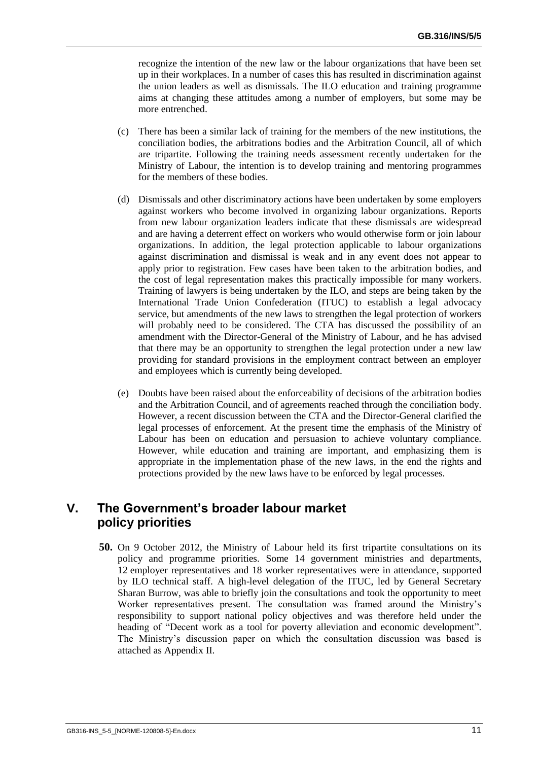recognize the intention of the new law or the labour organizations that have been set up in their workplaces. In a number of cases this has resulted in discrimination against the union leaders as well as dismissals. The ILO education and training programme aims at changing these attitudes among a number of employers, but some may be more entrenched.

(c) There has been a similar lack of training for the members of the new institutions, the conciliation bodies, the arbitrations bodies and the Arbitration Council, all of which are tripartite. Following the training needs assessment recently undertaken for the Ministry of Labour, the intention is to develop training and mentoring programmes for the members of these bodies.

(d) Dismissals and other discriminatory actions have been undertaken by some employers against workers who become involved in organizing labour organizations. Reports from new labour organization leaders indicate that these dismissals are widespread and are having a deterrent effect on workers who would otherwise form or join labour organizations. In addition, the legal protection applicable to labour organizations against discrimination and dismissal is weak and in any event does not appear to apply prior to registration. Few cases have been taken to the arbitration bodies, and the cost of legal representation makes this practically impossible for many workers. Training of lawyers is being undertaken by the ILO, and steps are being taken by the International Trade Union Confederation (ITUC) to establish a legal advocacy service, but amendments of the new laws to strengthen the legal protection of workers will probably need to be considered. The CTA has discussed the possibility of an amendment with the Director-General of the Ministry of Labour, and he has advised that there may be an opportunity to strengthen the legal protection under a new law providing for standard provisions in the employment contract between an employer and employees which is currently being developed.

(e) Doubts have been raised about the enforceability of decisions of the arbitration bodies and the Arbitration Council, and of agreements reached through the conciliation body. However, a recent discussion between the CTA and the Director-General clarified the legal processes of enforcement. At the present time the emphasis of the Ministry of Labour has been on education and persuasion to achieve voluntary compliance. However, while education and training are important, and emphasizing them is appropriate in the implementation phase of the new laws, in the end the rights and protections provided by the new laws have to be enforced by legal processes.

## V. The Government's broader labour market policy priorities

**50.** On 9 October 2012, the Ministry of Labour held its first tripartite consultations on its policy and programme priorities. Some 14 government ministries and departments, 12 employer representatives and 18 worker representatives were in attendance, supported by ILO technical staff. A high-level delegation of the ITUC, led by General Secretary Sharan Burrow, was able to briefly join the consultations and took the opportunity to meet Worker representatives present. The consultation was framed around the Ministry's responsibility to support national policy objectives and was therefore held under the heading of "Decent work as a tool for poverty alleviation and economic development". The Ministry's discussion paper on which the consultation discussion was based is attached as Appendix II.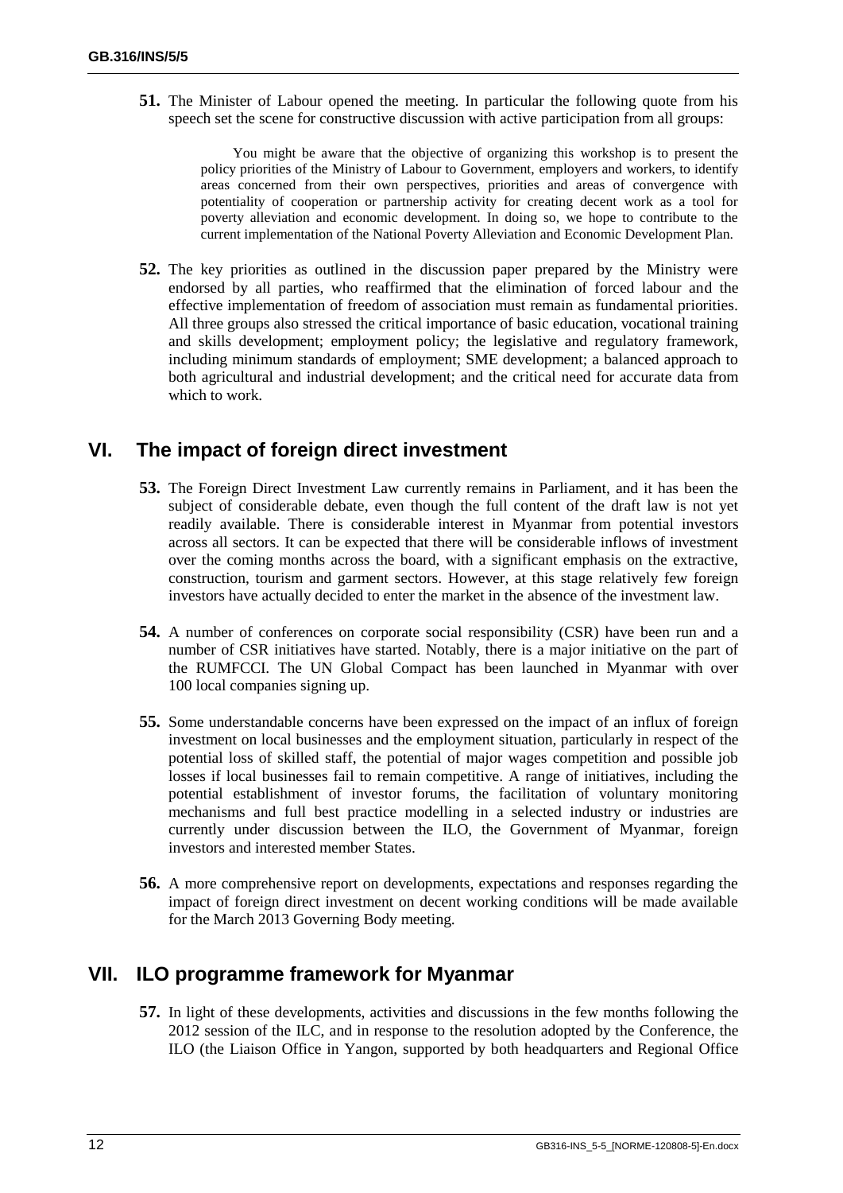**51.** The Minister of Labour opened the meeting. In particular the following quote from his speech set the scene for constructive discussion with active participation from all groups:

> You might be aware that the objective of organizing this workshop is to present the policy priorities of the Ministry of Labour to Government, employers and workers, to identify areas concerned from their own perspectives, priorities and areas of convergence with potentiality of cooperation or partnership activity for creating decent work as a tool for poverty alleviation and economic development. In doing so, we hope to contribute to the current implementation of the National Poverty Alleviation and Economic Development Plan.

**52.** The key priorities as outlined in the discussion paper prepared by the Ministry were endorsed by all parties, who reaffirmed that the elimination of forced labour and the effective implementation of freedom of association must remain as fundamental priorities. All three groups also stressed the critical importance of basic education, vocational training and skills development; employment policy; the legislative and regulatory framework, including minimum standards of employment; SME development; a balanced approach to both agricultural and industrial development; and the critical need for accurate data from which to work.

## VI. The impact of foreign direct investment

**53.** The Foreign Direct Investment Law currently remains in Parliament, and it has been the subject of considerable debate, even though the full content of the draft law is not yet readily available. There is considerable interest in Myanmar from potential investors across all sectors. It can be expected that there will be considerable inflows of investment over the coming months across the board, with a significant emphasis on the extractive, construction, tourism and garment sectors. However, at this stage relatively few foreign investors have actually decided to enter the market in the absence of the investment law.

**54.** A number of conferences on corporate social responsibility (CSR) have been run and a number of CSR initiatives have started. Notably, there is a major initiative on the part of the RUMFCCI. The UN Global Compact has been launched in Myanmar with over 100 local companies signing up.

**55.** Some understandable concerns have been expressed on the impact of an influx of foreign investment on local businesses and the employment situation, particularly in respect of the potential loss of skilled staff, the potential of major wages competition and possible job losses if local businesses fail to remain competitive. A range of initiatives, including the potential establishment of investor forums, the facilitation of voluntary monitoring mechanisms and full best practice modelling in a selected industry or industries are currently under discussion between the ILO, the Government of Myanmar, foreign investors and interested member States.

**56.** A more comprehensive report on developments, expectations and responses regarding the impact of foreign direct investment on decent working conditions will be made available for the March 2013 Governing Body meeting.

## VII. ILO programme framework for Myanmar

**57.** In light of these developments, activities and discussions in the few months following the 2012 session of the ILC, and in response to the resolution adopted by the Conference, the ILO (the Liaison Office in Yangon, supported by both headquarters and Regional Office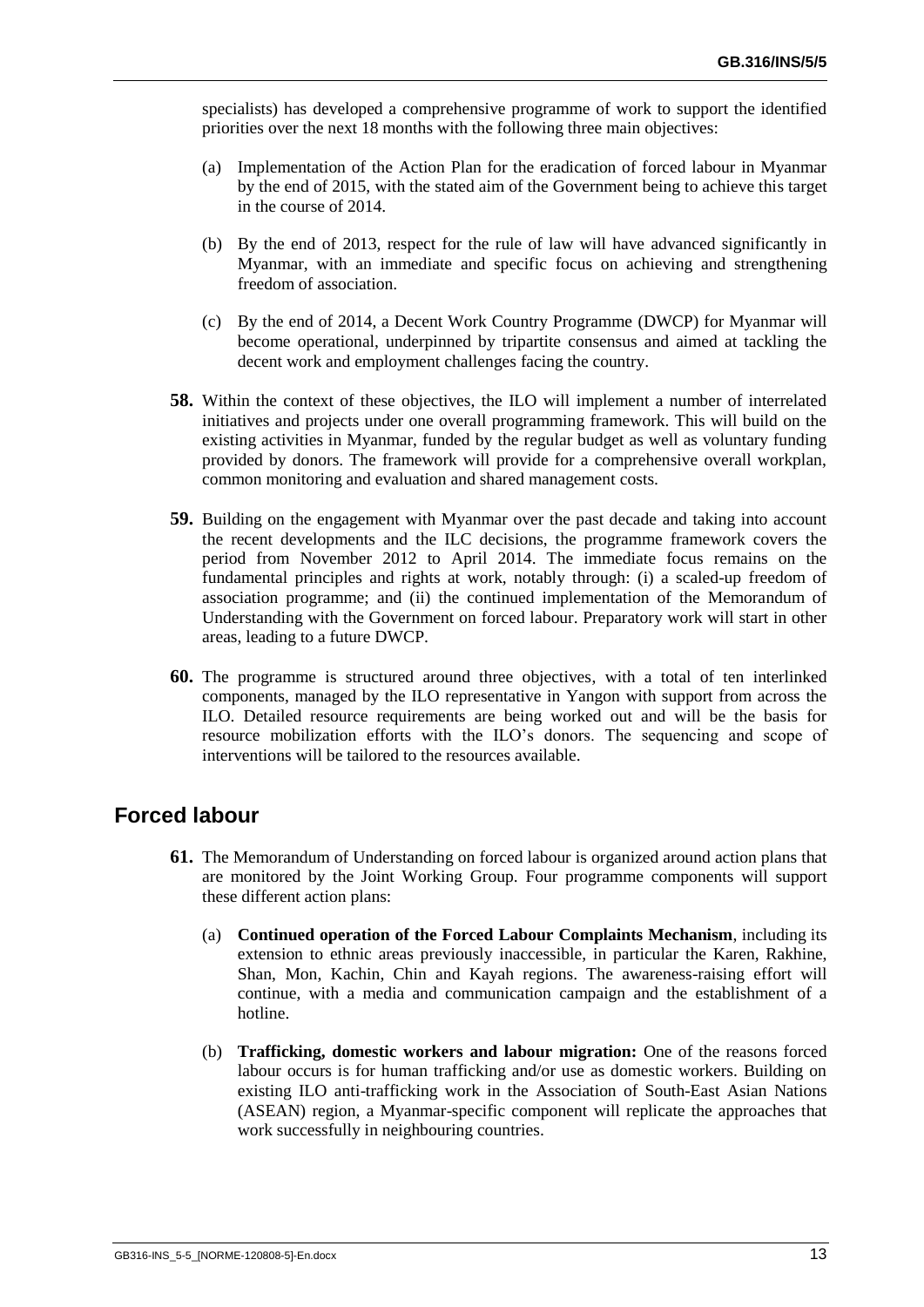specialists) has developed a comprehensive programme of work to support the identified priorities over the next 18 months with the following three main objectives:

(a) Implementation of the Action Plan for the eradication of forced labour in Myanmar by the end of 2015, with the stated aim of the Government being to achieve this target in the course of 2014.

(b) By the end of 2013, respect for the rule of law will have advanced significantly in Myanmar, with an immediate and specific focus on achieving and strengthening freedom of association.

(c) By the end of 2014, a Decent Work Country Programme (DWCP) for Myanmar will become operational, underpinned by tripartite consensus and aimed at tackling the decent work and employment challenges facing the country.

**58.** Within the context of these objectives, the ILO will implement a number of interrelated initiatives and projects under one overall programming framework. This will build on the existing activities in Myanmar, funded by the regular budget as well as voluntary funding provided by donors. The framework will provide for a comprehensive overall workplan, common monitoring and evaluation and shared management costs.

**59.** Building on the engagement with Myanmar over the past decade and taking into account the recent developments and the ILC decisions, the programme framework covers the period from November 2012 to April 2014. The immediate focus remains on the fundamental principles and rights at work, notably through: (i) a scaled-up freedom of association programme; and (ii) the continued implementation of the Memorandum of Understanding with the Government on forced labour. Preparatory work will start in other areas, leading to a future DWCP.

**60.** The programme is structured around three objectives, with a total of ten interlinked components, managed by the ILO representative in Yangon with support from across the ILO. Detailed resource requirements are being worked out and will be the basis for resource mobilization efforts with the ILO's donors. The sequencing and scope of interventions will be tailored to the resources available.

## Forced labour

**61.** The Memorandum of Understanding on forced labour is organized around action plans that are monitored by the Joint Working Group. Four programme components will support these different action plans:

(a) **Continued operation of the Forced Labour Complaints Mechanism**, including its extension to ethnic areas previously inaccessible, in particular the Karen, Rakhine, Shan, Mon, Kachin, Chin and Kayah regions. The awareness-raising effort will continue, with a media and communication campaign and the establishment of a hotline.

(b) **Trafficking, domestic workers and labour migration:** One of the reasons forced labour occurs is for human trafficking and/or use as domestic workers. Building on existing ILO anti-trafficking work in the Association of South-East Asian Nations (ASEAN) region, a Myanmar-specific component will replicate the approaches that work successfully in neighbouring countries.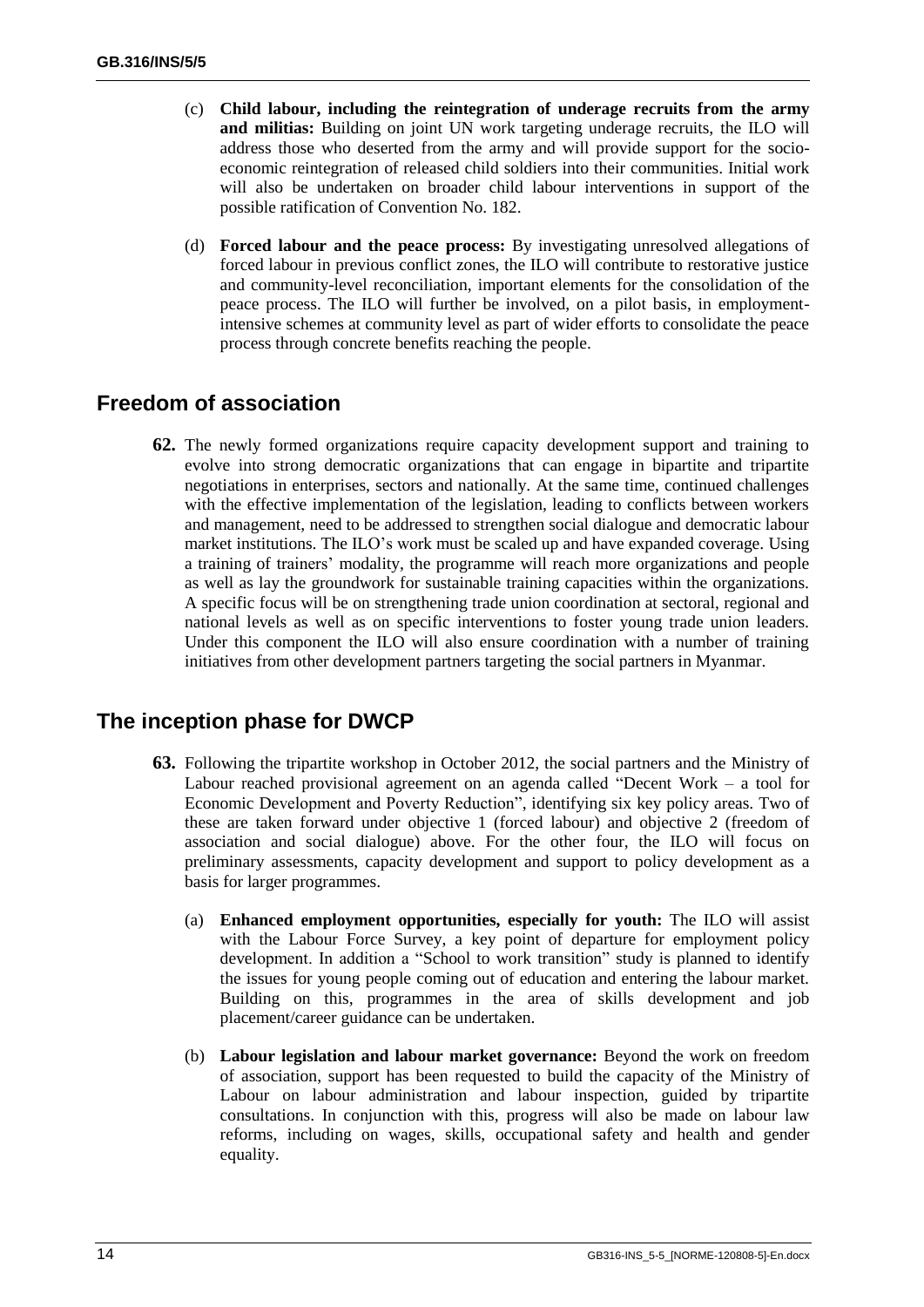(c) **Child labour, including the reintegration of underage recruits from the army and militias:** Building on joint UN work targeting underage recruits, the ILO will address those who deserted from the army and will provide support for the socio-economic reintegration of released child soldiers into their communities. Initial work will also be undertaken on broader child labour interventions in support of the possible ratification of Convention No. 182.

(d) **Forced labour and the peace process:** By investigating unresolved allegations of forced labour in previous conflict zones, the ILO will contribute to restorative justice and community-level reconciliation, important elements for the consolidation of the peace process. The ILO will further be involved, on a pilot basis, in employment-intensive schemes at community level as part of wider efforts to consolidate the peace process through concrete benefits reaching the people.

## Freedom of association

**62.** The newly formed organizations require capacity development support and training to evolve into strong democratic organizations that can engage in bipartite and tripartite negotiations in enterprises, sectors and nationally. At the same time, continued challenges with the effective implementation of the legislation, leading to conflicts between workers and management, need to be addressed to strengthen social dialogue and democratic labour market institutions. The ILO's work must be scaled up and have expanded coverage. Using a training of trainers' modality, the programme will reach more organizations and people as well as lay the groundwork for sustainable training capacities within the organizations. A specific focus will be on strengthening trade union coordination at sectoral, regional and national levels as well as on specific interventions to foster young trade union leaders. Under this component the ILO will also ensure coordination with a number of training initiatives from other development partners targeting the social partners in Myanmar.

## The inception phase for DWCP

**63.** Following the tripartite workshop in October 2012, the social partners and the Ministry of Labour reached provisional agreement on an agenda called "Decent Work – a tool for Economic Development and Poverty Reduction", identifying six key policy areas. Two of these are taken forward under objective 1 (forced labour) and objective 2 (freedom of association and social dialogue) above. For the other four, the ILO will focus on preliminary assessments, capacity development and support to policy development as a basis for larger programmes.

(a) **Enhanced employment opportunities, especially for youth:** The ILO will assist with the Labour Force Survey, a key point of departure for employment policy development. In addition a "School to work transition" study is planned to identify the issues for young people coming out of education and entering the labour market. Building on this, programmes in the area of skills development and job placement/career guidance can be undertaken.

(b) **Labour legislation and labour market governance:** Beyond the work on freedom of association, support has been requested to build the capacity of the Ministry of Labour on labour administration and labour inspection, guided by tripartite consultations. In conjunction with this, progress will also be made on labour law reforms, including on wages, skills, occupational safety and health and gender equality.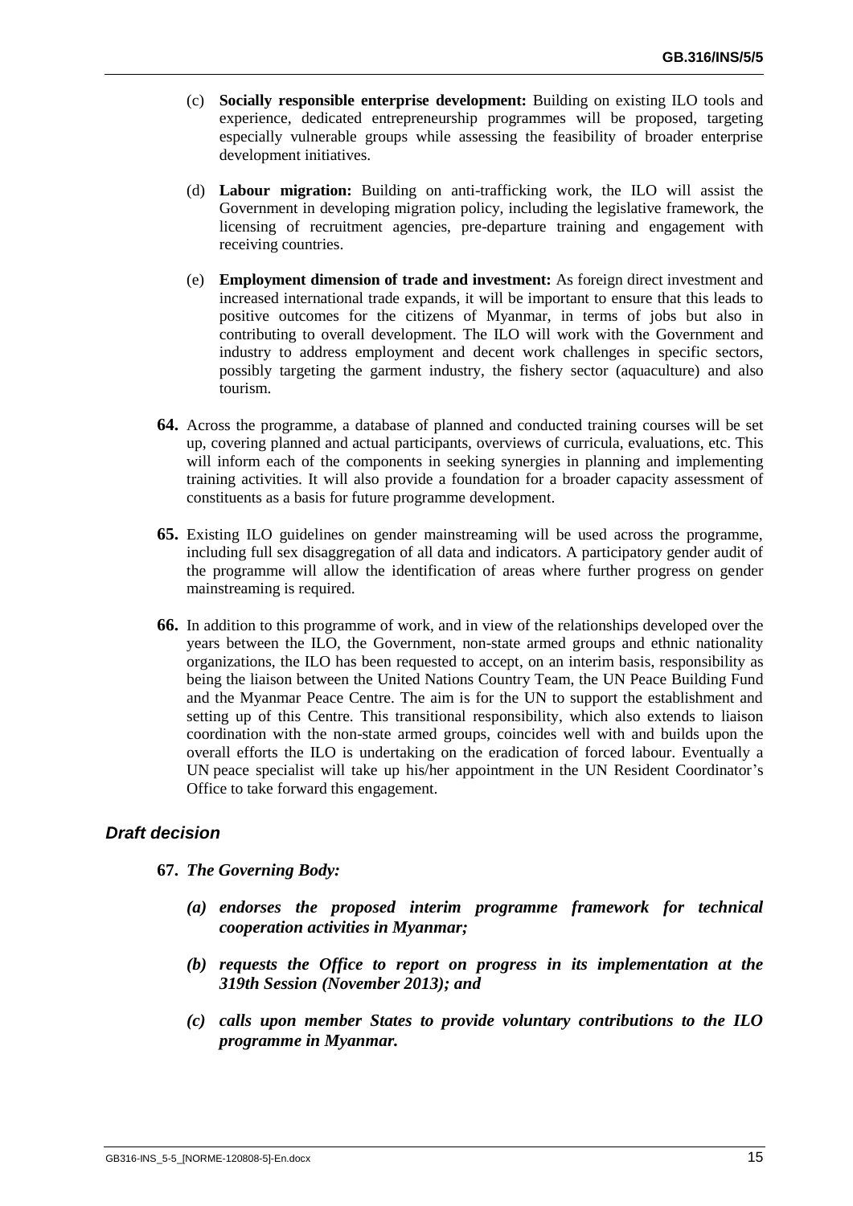(c) **Socially responsible enterprise development:** Building on existing ILO tools and experience, dedicated entrepreneurship programmes will be proposed, targeting especially vulnerable groups while assessing the feasibility of broader enterprise development initiatives.

(d) **Labour migration:** Building on anti-trafficking work, the ILO will assist the Government in developing migration policy, including the legislative framework, the licensing of recruitment agencies, pre-departure training and engagement with receiving countries.

(e) **Employment dimension of trade and investment:** As foreign direct investment and increased international trade expands, it will be important to ensure that this leads to positive outcomes for the citizens of Myanmar, in terms of jobs but also in contributing to overall development. The ILO will work with the Government and industry to address employment and decent work challenges in specific sectors, possibly targeting the garment industry, the fishery sector (aquaculture) and also tourism.

**64.** Across the programme, a database of planned and conducted training courses will be set up, covering planned and actual participants, overviews of curricula, evaluations, etc. This will inform each of the components in seeking synergies in planning and implementing training activities. It will also provide a foundation for a broader capacity assessment of constituents as a basis for future programme development.

**65.** Existing ILO guidelines on gender mainstreaming will be used across the programme, including full sex disaggregation of all data and indicators. A participatory gender audit of the programme will allow the identification of areas where further progress on gender mainstreaming is required.

**66.** In addition to this programme of work, and in view of the relationships developed over the years between the ILO, the Government, non-state armed groups and ethnic nationality organizations, the ILO has been requested to accept, on an interim basis, responsibility as being the liaison between the United Nations Country Team, the UN Peace Building Fund and the Myanmar Peace Centre. The aim is for the UN to support the establishment and setting up of this Centre. This transitional responsibility, which also extends to liaison coordination with the non-state armed groups, coincides well with and builds upon the overall efforts the ILO is undertaking on the eradication of forced labour. Eventually a UN peace specialist will take up his/her appointment in the UN Resident Coordinator's Office to take forward this engagement.

### *Draft decision*

**67.** ***The Governing Body:***

***(a) endorses the proposed interim programme framework for technical cooperation activities in Myanmar;***

***(b) requests the Office to report on progress in its implementation at the 319th Session (November 2013); and***

***(c) calls upon member States to provide voluntary contributions to the ILO programme in Myanmar.***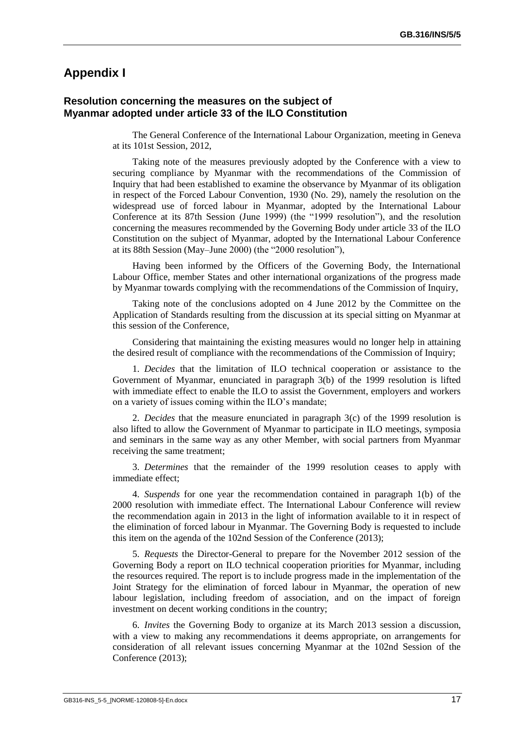# Appendix I

## Resolution concerning the measures on the subject of Myanmar adopted under article 33 of the ILO Constitution

The General Conference of the International Labour Organization, meeting in Geneva at its 101st Session, 2012,

Taking note of the measures previously adopted by the Conference with a view to securing compliance by Myanmar with the recommendations of the Commission of Inquiry that had been established to examine the observance by Myanmar of its obligation in respect of the Forced Labour Convention, 1930 (No. 29), namely the resolution on the widespread use of forced labour in Myanmar, adopted by the International Labour Conference at its 87th Session (June 1999) (the "1999 resolution"), and the resolution concerning the measures recommended by the Governing Body under article 33 of the ILO Constitution on the subject of Myanmar, adopted by the International Labour Conference at its 88th Session (May–June 2000) (the "2000 resolution"),

Having been informed by the Officers of the Governing Body, the International Labour Office, member States and other international organizations of the progress made by Myanmar towards complying with the recommendations of the Commission of Inquiry,

Taking note of the conclusions adopted on 4 June 2012 by the Committee on the Application of Standards resulting from the discussion at its special sitting on Myanmar at this session of the Conference,

Considering that maintaining the existing measures would no longer help in attaining the desired result of compliance with the recommendations of the Commission of Inquiry;

1. *Decides* that the limitation of ILO technical cooperation or assistance to the Government of Myanmar, enunciated in paragraph 3(b) of the 1999 resolution is lifted with immediate effect to enable the ILO to assist the Government, employers and workers on a variety of issues coming within the ILO's mandate;

2. *Decides* that the measure enunciated in paragraph 3(c) of the 1999 resolution is also lifted to allow the Government of Myanmar to participate in ILO meetings, symposia and seminars in the same way as any other Member, with social partners from Myanmar receiving the same treatment;

3. *Determines* that the remainder of the 1999 resolution ceases to apply with immediate effect;

4. *Suspends* for one year the recommendation contained in paragraph 1(b) of the 2000 resolution with immediate effect. The International Labour Conference will review the recommendation again in 2013 in the light of information available to it in respect of the elimination of forced labour in Myanmar. The Governing Body is requested to include this item on the agenda of the 102nd Session of the Conference (2013);

5. *Requests* the Director-General to prepare for the November 2012 session of the Governing Body a report on ILO technical cooperation priorities for Myanmar, including the resources required. The report is to include progress made in the implementation of the Joint Strategy for the elimination of forced labour in Myanmar, the operation of new labour legislation, including freedom of association, and on the impact of foreign investment on decent working conditions in the country;

6. *Invites* the Governing Body to organize at its March 2013 session a discussion, with a view to making any recommendations it deems appropriate, on arrangements for consideration of all relevant issues concerning Myanmar at the 102nd Session of the Conference (2013);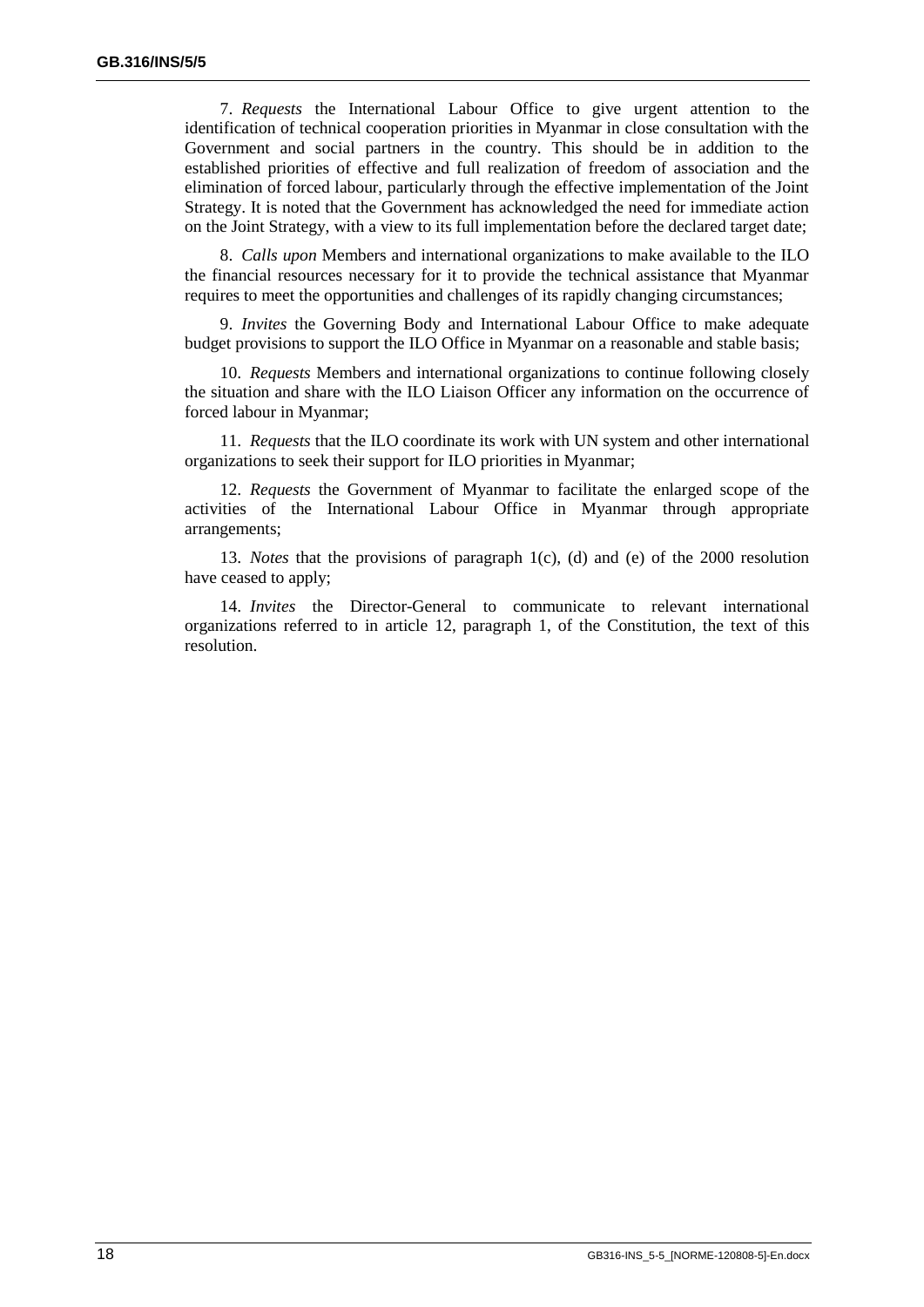7. *Requests* the International Labour Office to give urgent attention to the identification of technical cooperation priorities in Myanmar in close consultation with the Government and social partners in the country. This should be in addition to the established priorities of effective and full realization of freedom of association and the elimination of forced labour, particularly through the effective implementation of the Joint Strategy. It is noted that the Government has acknowledged the need for immediate action on the Joint Strategy, with a view to its full implementation before the declared target date;

8. *Calls upon* Members and international organizations to make available to the ILO the financial resources necessary for it to provide the technical assistance that Myanmar requires to meet the opportunities and challenges of its rapidly changing circumstances;

9. *Invites* the Governing Body and International Labour Office to make adequate budget provisions to support the ILO Office in Myanmar on a reasonable and stable basis;

10. *Requests* Members and international organizations to continue following closely the situation and share with the ILO Liaison Officer any information on the occurrence of forced labour in Myanmar;

11. *Requests* that the ILO coordinate its work with UN system and other international organizations to seek their support for ILO priorities in Myanmar;

12. *Requests* the Government of Myanmar to facilitate the enlarged scope of the activities of the International Labour Office in Myanmar through appropriate arrangements;

13. *Notes* that the provisions of paragraph 1(c), (d) and (e) of the 2000 resolution have ceased to apply;

14. *Invites* the Director-General to communicate to relevant international organizations referred to in article 12, paragraph 1, of the Constitution, the text of this resolution.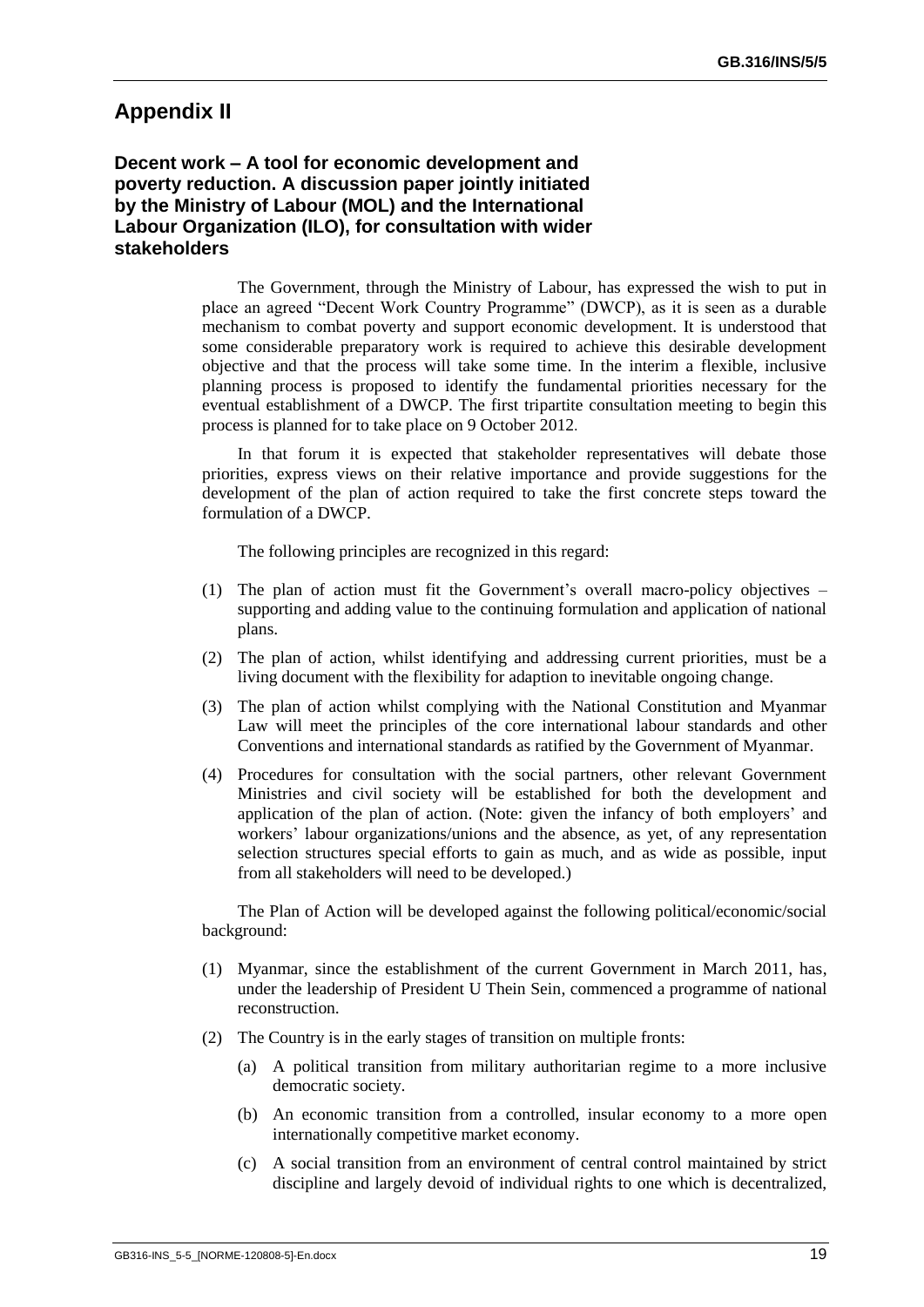## Appendix II

### Decent work – A tool for economic development and poverty reduction. A discussion paper jointly initiated by the Ministry of Labour (MOL) and the International Labour Organization (ILO), for consultation with wider stakeholders

The Government, through the Ministry of Labour, has expressed the wish to put in place an agreed "Decent Work Country Programme" (DWCP), as it is seen as a durable mechanism to combat poverty and support economic development. It is understood that some considerable preparatory work is required to achieve this desirable development objective and that the process will take some time. In the interim a flexible, inclusive planning process is proposed to identify the fundamental priorities necessary for the eventual establishment of a DWCP. The first tripartite consultation meeting to begin this process is planned for to take place on 9 October 2012.

In that forum it is expected that stakeholder representatives will debate those priorities, express views on their relative importance and provide suggestions for the development of the plan of action required to take the first concrete steps toward the formulation of a DWCP.

The following principles are recognized in this regard:

(1) The plan of action must fit the Government's overall macro-policy objectives – supporting and adding value to the continuing formulation and application of national plans.

(2) The plan of action, whilst identifying and addressing current priorities, must be a living document with the flexibility for adaption to inevitable ongoing change.

(3) The plan of action whilst complying with the National Constitution and Myanmar Law will meet the principles of the core international labour standards and other Conventions and international standards as ratified by the Government of Myanmar.

(4) Procedures for consultation with the social partners, other relevant Government Ministries and civil society will be established for both the development and application of the plan of action. (Note: given the infancy of both employers' and workers' labour organizations/unions and the absence, as yet, of any representation selection structures special efforts to gain as much, and as wide as possible, input from all stakeholders will need to be developed.)

The Plan of Action will be developed against the following political/economic/social background:

(1) Myanmar, since the establishment of the current Government in March 2011, has, under the leadership of President U Thein Sein, commenced a programme of national reconstruction.

(2) The Country is in the early stages of transition on multiple fronts:

   (a) A political transition from military authoritarian regime to a more inclusive democratic society.

   (b) An economic transition from a controlled, insular economy to a more open internationally competitive market economy.

   (c) A social transition from an environment of central control maintained by strict discipline and largely devoid of individual rights to one which is decentralized,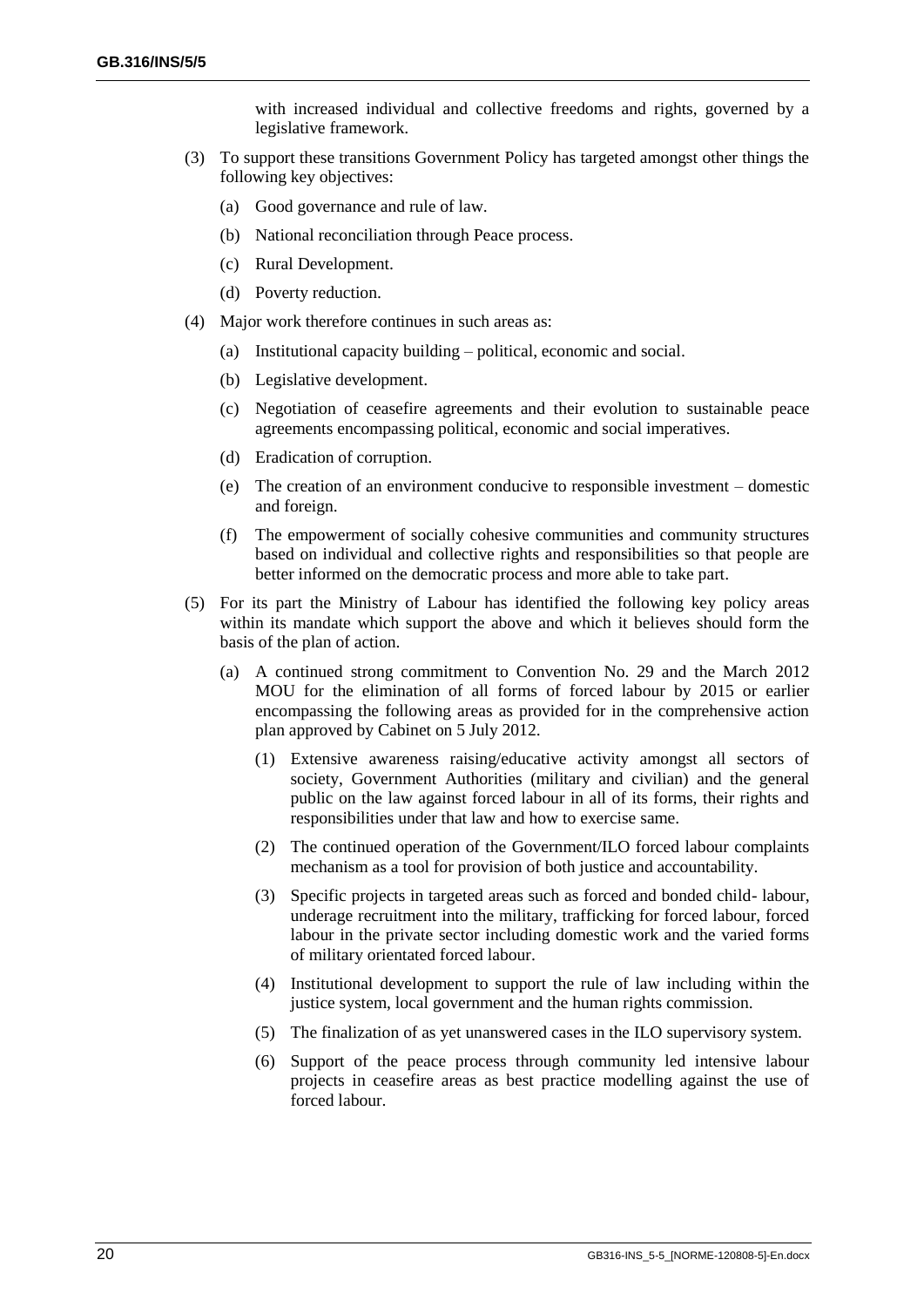with increased individual and collective freedoms and rights, governed by a legislative framework.

(3) To support these transitions Government Policy has targeted amongst other things the following key objectives:

   (a) Good governance and rule of law.

   (b) National reconciliation through Peace process.

   (c) Rural Development.

   (d) Poverty reduction.

(4) Major work therefore continues in such areas as:

   (a) Institutional capacity building – political, economic and social.

   (b) Legislative development.

   (c) Negotiation of ceasefire agreements and their evolution to sustainable peace agreements encompassing political, economic and social imperatives.

   (d) Eradication of corruption.

   (e) The creation of an environment conducive to responsible investment – domestic and foreign.

   (f) The empowerment of socially cohesive communities and community structures based on individual and collective rights and responsibilities so that people are better informed on the democratic process and more able to take part.

(5) For its part the Ministry of Labour has identified the following key policy areas within its mandate which support the above and which it believes should form the basis of the plan of action.

   (a) A continued strong commitment to Convention No. 29 and the March 2012 MOU for the elimination of all forms of forced labour by 2015 or earlier encompassing the following areas as provided for in the comprehensive action plan approved by Cabinet on 5 July 2012.

      (1) Extensive awareness raising/educative activity amongst all sectors of society, Government Authorities (military and civilian) and the general public on the law against forced labour in all of its forms, their rights and responsibilities under that law and how to exercise same.

      (2) The continued operation of the Government/ILO forced labour complaints mechanism as a tool for provision of both justice and accountability.

      (3) Specific projects in targeted areas such as forced and bonded child- labour, underage recruitment into the military, trafficking for forced labour, forced labour in the private sector including domestic work and the varied forms of military orientated forced labour.

      (4) Institutional development to support the rule of law including within the justice system, local government and the human rights commission.

      (5) The finalization of as yet unanswered cases in the ILO supervisory system.

      (6) Support of the peace process through community led intensive labour projects in ceasefire areas as best practice modelling against the use of forced labour.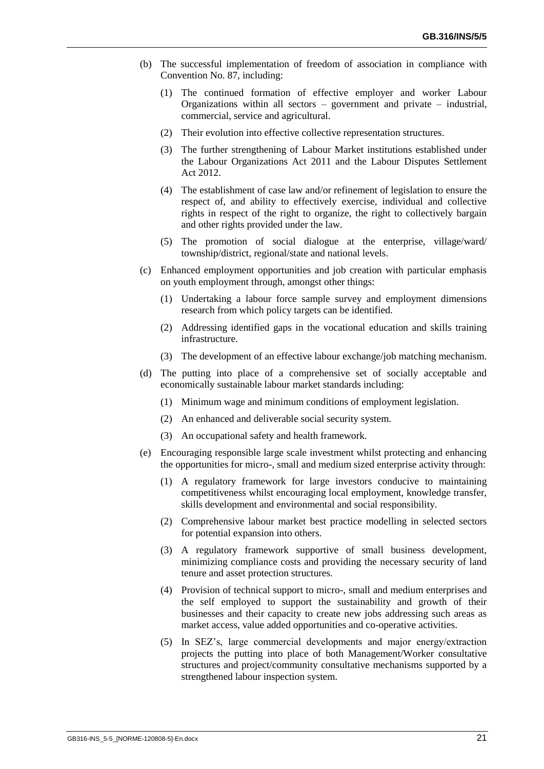(b) The successful implementation of freedom of association in compliance with Convention No. 87, including:

   (1) The continued formation of effective employer and worker Labour Organizations within all sectors – government and private – industrial, commercial, service and agricultural.

   (2) Their evolution into effective collective representation structures.

   (3) The further strengthening of Labour Market institutions established under the Labour Organizations Act 2011 and the Labour Disputes Settlement Act 2012.

   (4) The establishment of case law and/or refinement of legislation to ensure the respect of, and ability to effectively exercise, individual and collective rights in respect of the right to organize, the right to collectively bargain and other rights provided under the law.

   (5) The promotion of social dialogue at the enterprise, village/ward/ township/district, regional/state and national levels.

(c) Enhanced employment opportunities and job creation with particular emphasis on youth employment through, amongst other things:

   (1) Undertaking a labour force sample survey and employment dimensions research from which policy targets can be identified.

   (2) Addressing identified gaps in the vocational education and skills training infrastructure.

   (3) The development of an effective labour exchange/job matching mechanism.

(d) The putting into place of a comprehensive set of socially acceptable and economically sustainable labour market standards including:

   (1) Minimum wage and minimum conditions of employment legislation.

   (2) An enhanced and deliverable social security system.

   (3) An occupational safety and health framework.

(e) Encouraging responsible large scale investment whilst protecting and enhancing the opportunities for micro-, small and medium sized enterprise activity through:

   (1) A regulatory framework for large investors conducive to maintaining competitiveness whilst encouraging local employment, knowledge transfer, skills development and environmental and social responsibility.

   (2) Comprehensive labour market best practice modelling in selected sectors for potential expansion into others.

   (3) A regulatory framework supportive of small business development, minimizing compliance costs and providing the necessary security of land tenure and asset protection structures.

   (4) Provision of technical support to micro-, small and medium enterprises and the self employed to support the sustainability and growth of their businesses and their capacity to create new jobs addressing such areas as market access, value added opportunities and co-operative activities.

   (5) In SEZ's, large commercial developments and major energy/extraction projects the putting into place of both Management/Worker consultative structures and project/community consultative mechanisms supported by a strengthened labour inspection system.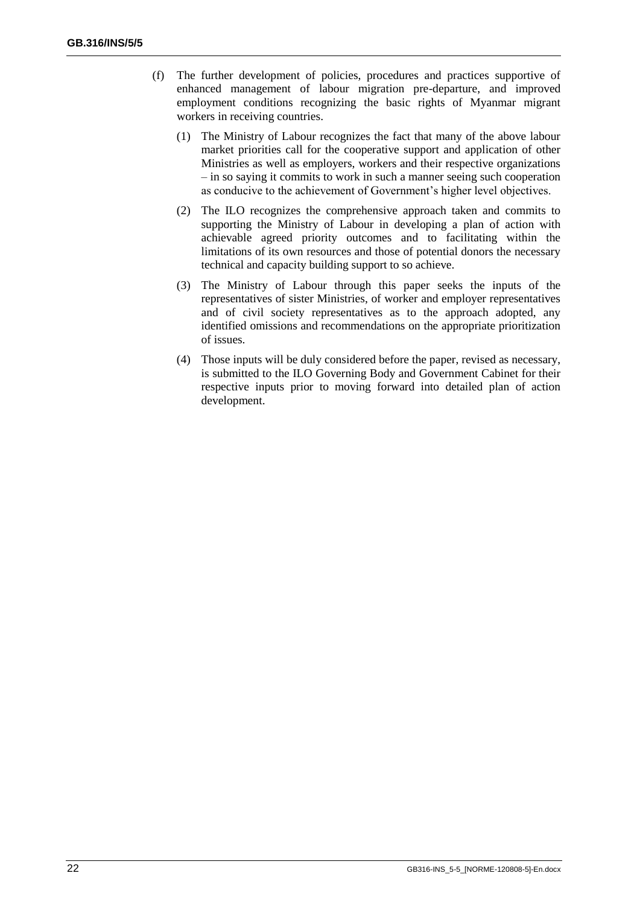(f) The further development of policies, procedures and practices supportive of enhanced management of labour migration pre-departure, and improved employment conditions recognizing the basic rights of Myanmar migrant workers in receiving countries.

   (1) The Ministry of Labour recognizes the fact that many of the above labour market priorities call for the cooperative support and application of other Ministries as well as employers, workers and their respective organizations – in so saying it commits to work in such a manner seeing such cooperation as conducive to the achievement of Government's higher level objectives.

   (2) The ILO recognizes the comprehensive approach taken and commits to supporting the Ministry of Labour in developing a plan of action with achievable agreed priority outcomes and to facilitating within the limitations of its own resources and those of potential donors the necessary technical and capacity building support to so achieve.

   (3) The Ministry of Labour through this paper seeks the inputs of the representatives of sister Ministries, of worker and employer representatives and of civil society representatives as to the approach adopted, any identified omissions and recommendations on the appropriate prioritization of issues.

   (4) Those inputs will be duly considered before the paper, revised as necessary, is submitted to the ILO Governing Body and Government Cabinet for their respective inputs prior to moving forward into detailed plan of action development.